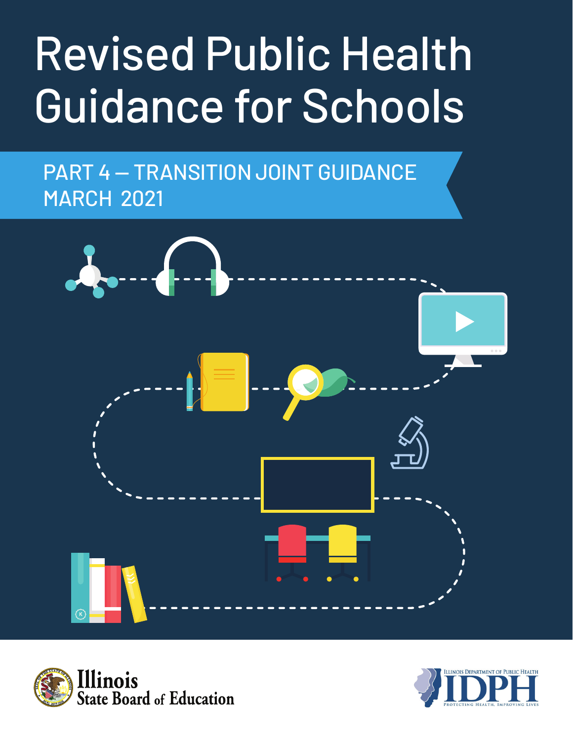# Revised Public Health Guidance for Schools

## PART 4 — TRANSITION JOINT GUIDANCE
## MARCH 2021

Illinois State Board of Education

Illinois Department of Public Health
IDPH
Protecting Health, Improving Lives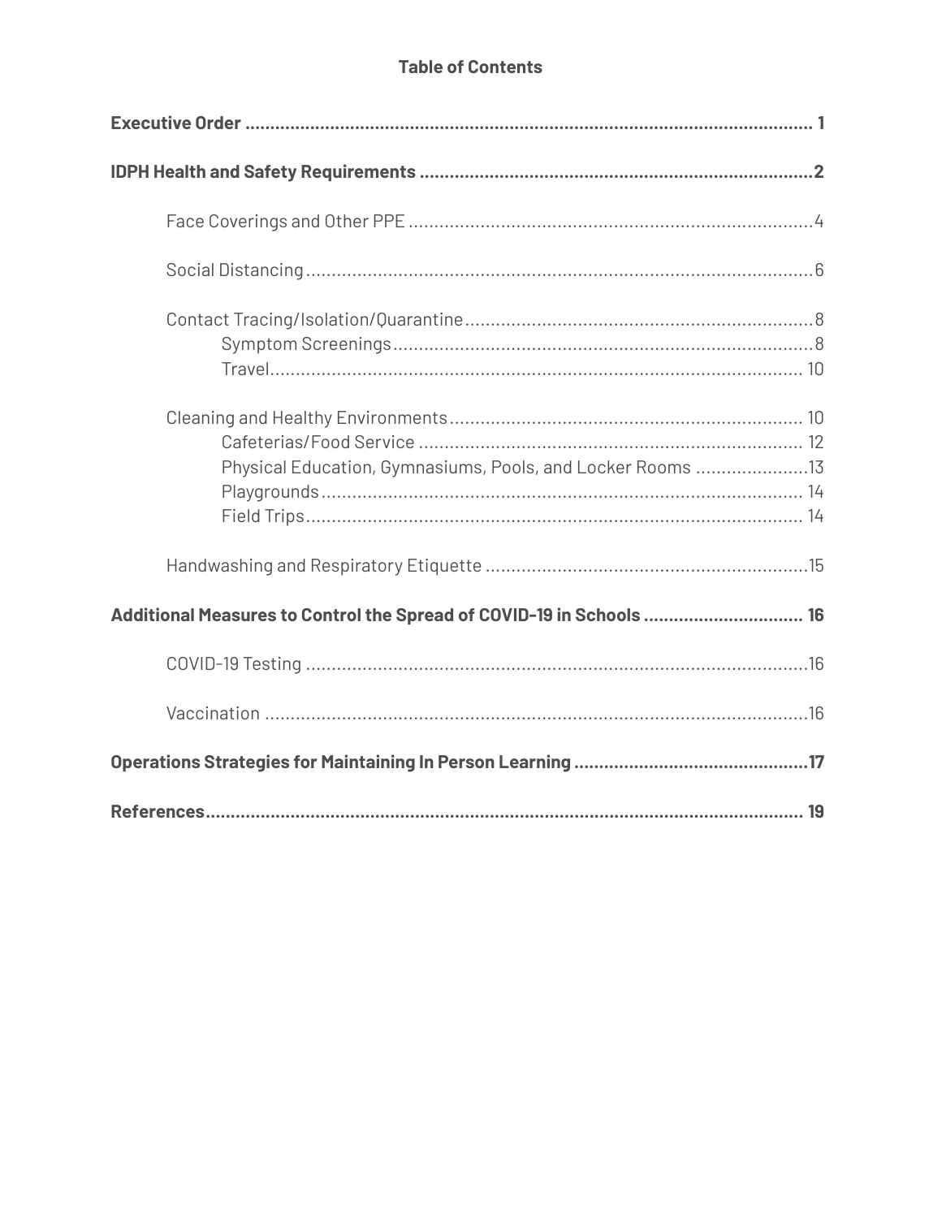## Table of Contents

**Executive Order** ..... **1**

**IDPH Health and Safety Requirements** ..... **2**

- Face Coverings and Other PPE ..... 4
- Social Distancing ..... 6
- Contact Tracing/Isolation/Quarantine ..... 8
  - Symptom Screenings ..... 8
  - Travel ..... 10
- Cleaning and Healthy Environments ..... 10
  - Cafeterias/Food Service ..... 12
  - Physical Education, Gymnasiums, Pools, and Locker Rooms ..... 13
  - Playgrounds ..... 14
  - Field Trips ..... 14
- Handwashing and Respiratory Etiquette ..... 15

**Additional Measures to Control the Spread of COVID-19 in Schools** ..... **16**

- COVID-19 Testing ..... 16
- Vaccination ..... 16

**Operations Strategies for Maintaining In Person Learning** ..... **17**

**References** ..... **19**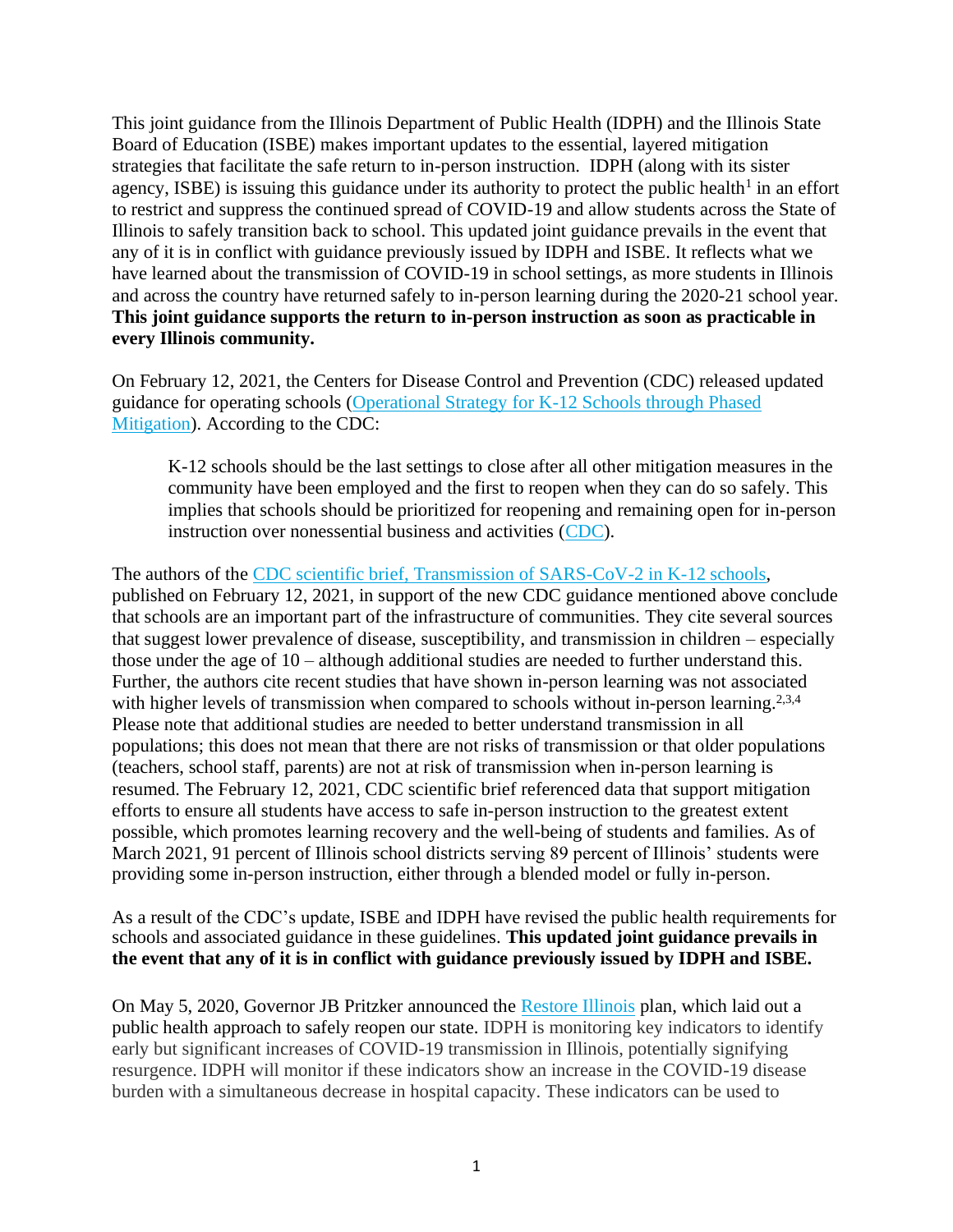This joint guidance from the Illinois Department of Public Health (IDPH) and the Illinois State Board of Education (ISBE) makes important updates to the essential, layered mitigation strategies that facilitate the safe return to in-person instruction. IDPH (along with its sister agency, ISBE) is issuing this guidance under its authority to protect the public health[1] in an effort to restrict and suppress the continued spread of COVID-19 and allow students across the State of Illinois to safely transition back to school. This updated joint guidance prevails in the event that any of it is in conflict with guidance previously issued by IDPH and ISBE. It reflects what we have learned about the transmission of COVID-19 in school settings, as more students in Illinois and across the country have returned safely to in-person learning during the 2020-21 school year. **This joint guidance supports the return to in-person instruction as soon as practicable in every Illinois community.**

On February 12, 2021, the Centers for Disease Control and Prevention (CDC) released updated guidance for operating schools ([Operational Strategy for K-12 Schools through Phased Mitigation]()). According to the CDC:

> K-12 schools should be the last settings to close after all other mitigation measures in the community have been employed and the first to reopen when they can do so safely. This implies that schools should be prioritized for reopening and remaining open for in-person instruction over nonessential business and activities ([CDC]()).

The authors of the [CDC scientific brief, Transmission of SARS-CoV-2 in K-12 schools](), published on February 12, 2021, in support of the new CDC guidance mentioned above conclude that schools are an important part of the infrastructure of communities. They cite several sources that suggest lower prevalence of disease, susceptibility, and transmission in children – especially those under the age of 10 – although additional studies are needed to further understand this. Further, the authors cite recent studies that have shown in-person learning was not associated with higher levels of transmission when compared to schools without in-person learning.[2,3,4] Please note that additional studies are needed to better understand transmission in all populations; this does not mean that there are not risks of transmission or that older populations (teachers, school staff, parents) are not at risk of transmission when in-person learning is resumed. The February 12, 2021, CDC scientific brief referenced data that support mitigation efforts to ensure all students have access to safe in-person instruction to the greatest extent possible, which promotes learning recovery and the well-being of students and families. As of March 2021, 91 percent of Illinois school districts serving 89 percent of Illinois' students were providing some in-person instruction, either through a blended model or fully in-person.

As a result of the CDC's update, ISBE and IDPH have revised the public health requirements for schools and associated guidance in these guidelines. **This updated joint guidance prevails in the event that any of it is in conflict with guidance previously issued by IDPH and ISBE.**

On May 5, 2020, Governor JB Pritzker announced the [Restore Illinois]() plan, which laid out a public health approach to safely reopen our state. IDPH is monitoring key indicators to identify early but significant increases of COVID-19 transmission in Illinois, potentially signifying resurgence. IDPH will monitor if these indicators show an increase in the COVID-19 disease burden with a simultaneous decrease in hospital capacity. These indicators can be used to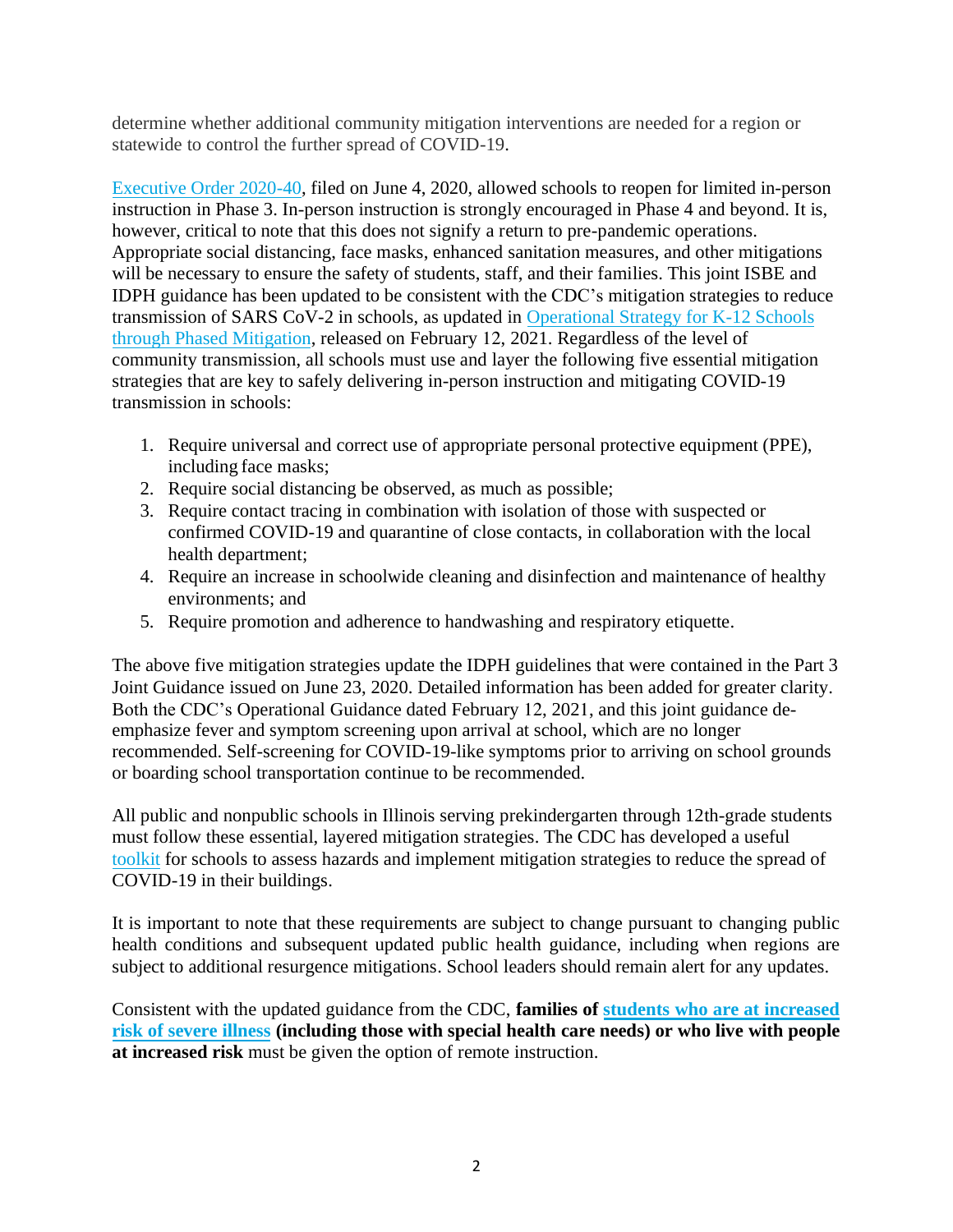determine whether additional community mitigation interventions are needed for a region or statewide to control the further spread of COVID-19.

Executive Order 2020-40, filed on June 4, 2020, allowed schools to reopen for limited in-person instruction in Phase 3. In-person instruction is strongly encouraged in Phase 4 and beyond. It is, however, critical to note that this does not signify a return to pre-pandemic operations. Appropriate social distancing, face masks, enhanced sanitation measures, and other mitigations will be necessary to ensure the safety of students, staff, and their families. This joint ISBE and IDPH guidance has been updated to be consistent with the CDC's mitigation strategies to reduce transmission of SARS CoV-2 in schools, as updated in Operational Strategy for K-12 Schools through Phased Mitigation, released on February 12, 2021. Regardless of the level of community transmission, all schools must use and layer the following five essential mitigation strategies that are key to safely delivering in-person instruction and mitigating COVID-19 transmission in schools:

1. Require universal and correct use of appropriate personal protective equipment (PPE), including face masks;
2. Require social distancing be observed, as much as possible;
3. Require contact tracing in combination with isolation of those with suspected or confirmed COVID-19 and quarantine of close contacts, in collaboration with the local health department;
4. Require an increase in schoolwide cleaning and disinfection and maintenance of healthy environments; and
5. Require promotion and adherence to handwashing and respiratory etiquette.

The above five mitigation strategies update the IDPH guidelines that were contained in the Part 3 Joint Guidance issued on June 23, 2020. Detailed information has been added for greater clarity. Both the CDC's Operational Guidance dated February 12, 2021, and this joint guidance de-emphasize fever and symptom screening upon arrival at school, which are no longer recommended. Self-screening for COVID-19-like symptoms prior to arriving on school grounds or boarding school transportation continue to be recommended.

All public and nonpublic schools in Illinois serving prekindergarten through 12th-grade students must follow these essential, layered mitigation strategies. The CDC has developed a useful toolkit for schools to assess hazards and implement mitigation strategies to reduce the spread of COVID-19 in their buildings.

It is important to note that these requirements are subject to change pursuant to changing public health conditions and subsequent updated public health guidance, including when regions are subject to additional resurgence mitigations. School leaders should remain alert for any updates.

Consistent with the updated guidance from the CDC, **families of students who are at increased risk of severe illness (including those with special health care needs) or who live with people at increased risk** must be given the option of remote instruction.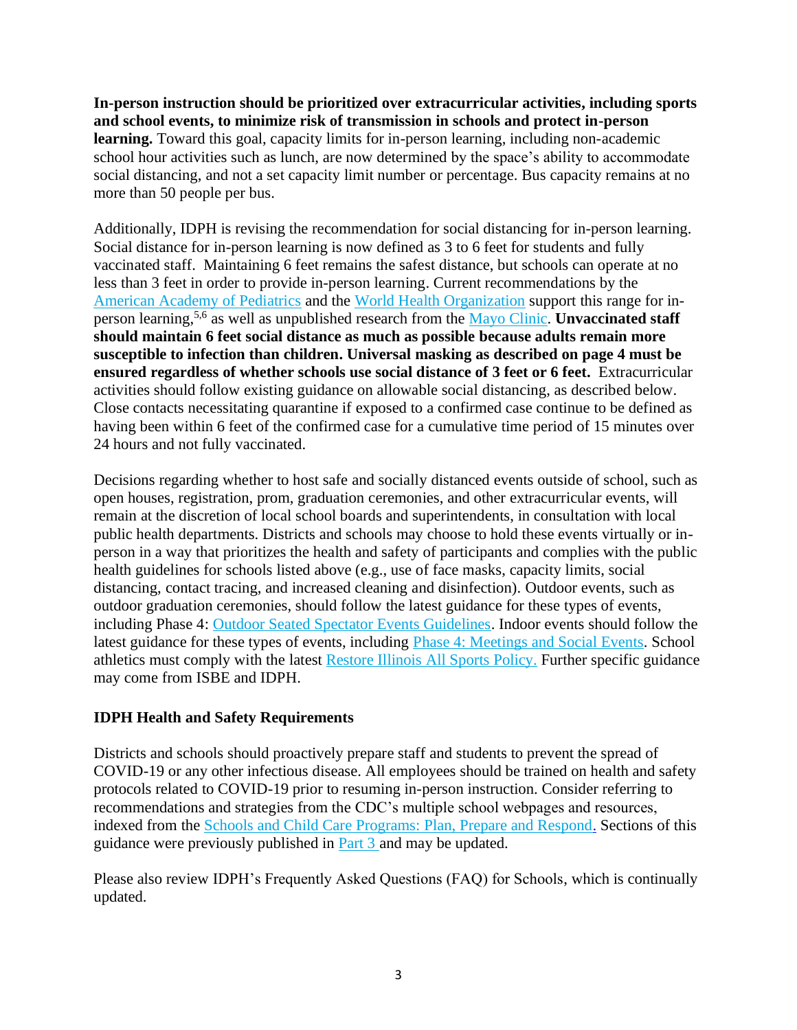**In-person instruction should be prioritized over extracurricular activities, including sports and school events, to minimize risk of transmission in schools and protect in-person learning.** Toward this goal, capacity limits for in-person learning, including non-academic school hour activities such as lunch, are now determined by the space's ability to accommodate social distancing, and not a set capacity limit number or percentage. Bus capacity remains at no more than 50 people per bus.

Additionally, IDPH is revising the recommendation for social distancing for in-person learning. Social distance for in-person learning is now defined as 3 to 6 feet for students and fully vaccinated staff. Maintaining 6 feet remains the safest distance, but schools can operate at no less than 3 feet in order to provide in-person learning. Current recommendations by the American Academy of Pediatrics and the World Health Organization support this range for in-person learning,[5,6] as well as unpublished research from the Mayo Clinic. **Unvaccinated staff should maintain 6 feet social distance as much as possible because adults remain more susceptible to infection than children. Universal masking as described on page 4 must be ensured regardless of whether schools use social distance of 3 feet or 6 feet.** Extracurricular activities should follow existing guidance on allowable social distancing, as described below. Close contacts necessitating quarantine if exposed to a confirmed case continue to be defined as having been within 6 feet of the confirmed case for a cumulative time period of 15 minutes over 24 hours and not fully vaccinated.

Decisions regarding whether to host safe and socially distanced events outside of school, such as open houses, registration, prom, graduation ceremonies, and other extracurricular events, will remain at the discretion of local school boards and superintendents, in consultation with local public health departments. Districts and schools may choose to hold these events virtually or in-person in a way that prioritizes the health and safety of participants and complies with the public health guidelines for schools listed above (e.g., use of face masks, capacity limits, social distancing, contact tracing, and increased cleaning and disinfection). Outdoor events, such as outdoor graduation ceremonies, should follow the latest guidance for these types of events, including Phase 4: Outdoor Seated Spectator Events Guidelines. Indoor events should follow the latest guidance for these types of events, including Phase 4: Meetings and Social Events. School athletics must comply with the latest Restore Illinois All Sports Policy. Further specific guidance may come from ISBE and IDPH.

## IDPH Health and Safety Requirements

Districts and schools should proactively prepare staff and students to prevent the spread of COVID-19 or any other infectious disease. All employees should be trained on health and safety protocols related to COVID-19 prior to resuming in-person instruction. Consider referring to recommendations and strategies from the CDC's multiple school webpages and resources, indexed from the Schools and Child Care Programs: Plan, Prepare and Respond. Sections of this guidance were previously published in Part 3 and may be updated.

Please also review IDPH's Frequently Asked Questions (FAQ) for Schools, which is continually updated.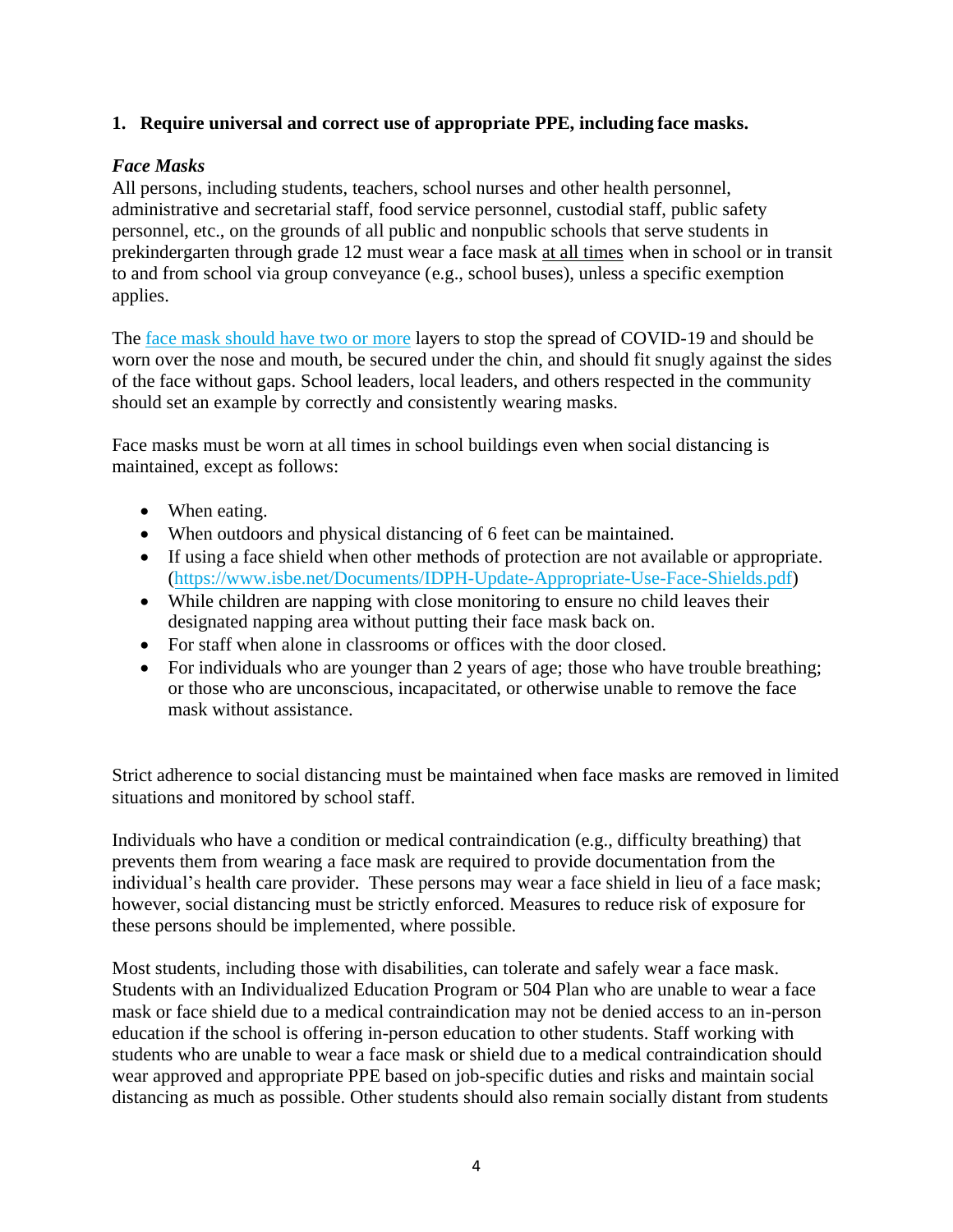**1. Require universal and correct use of appropriate PPE, including face masks.**

***Face Masks***

All persons, including students, teachers, school nurses and other health personnel, administrative and secretarial staff, food service personnel, custodial staff, public safety personnel, etc., on the grounds of all public and nonpublic schools that serve students in prekindergarten through grade 12 must wear a face mask <u>at all times</u> when in school or in transit to and from school via group conveyance (e.g., school buses), unless a specific exemption applies.

The [face mask should have two or more](#) layers to stop the spread of COVID-19 and should be worn over the nose and mouth, be secured under the chin, and should fit snugly against the sides of the face without gaps. School leaders, local leaders, and others respected in the community should set an example by correctly and consistently wearing masks.

Face masks must be worn at all times in school buildings even when social distancing is maintained, except as follows:

- When eating.
- When outdoors and physical distancing of 6 feet can be maintained.
- If using a face shield when other methods of protection are not available or appropriate. ([https://www.isbe.net/Documents/IDPH-Update-Appropriate-Use-Face-Shields.pdf](https://www.isbe.net/Documents/IDPH-Update-Appropriate-Use-Face-Shields.pdf))
- While children are napping with close monitoring to ensure no child leaves their designated napping area without putting their face mask back on.
- For staff when alone in classrooms or offices with the door closed.
- For individuals who are younger than 2 years of age; those who have trouble breathing; or those who are unconscious, incapacitated, or otherwise unable to remove the face mask without assistance.

Strict adherence to social distancing must be maintained when face masks are removed in limited situations and monitored by school staff.

Individuals who have a condition or medical contraindication (e.g., difficulty breathing) that prevents them from wearing a face mask are required to provide documentation from the individual's health care provider. These persons may wear a face shield in lieu of a face mask; however, social distancing must be strictly enforced. Measures to reduce risk of exposure for these persons should be implemented, where possible.

Most students, including those with disabilities, can tolerate and safely wear a face mask. Students with an Individualized Education Program or 504 Plan who are unable to wear a face mask or face shield due to a medical contraindication may not be denied access to an in-person education if the school is offering in-person education to other students. Staff working with students who are unable to wear a face mask or shield due to a medical contraindication should wear approved and appropriate PPE based on job-specific duties and risks and maintain social distancing as much as possible. Other students should also remain socially distant from students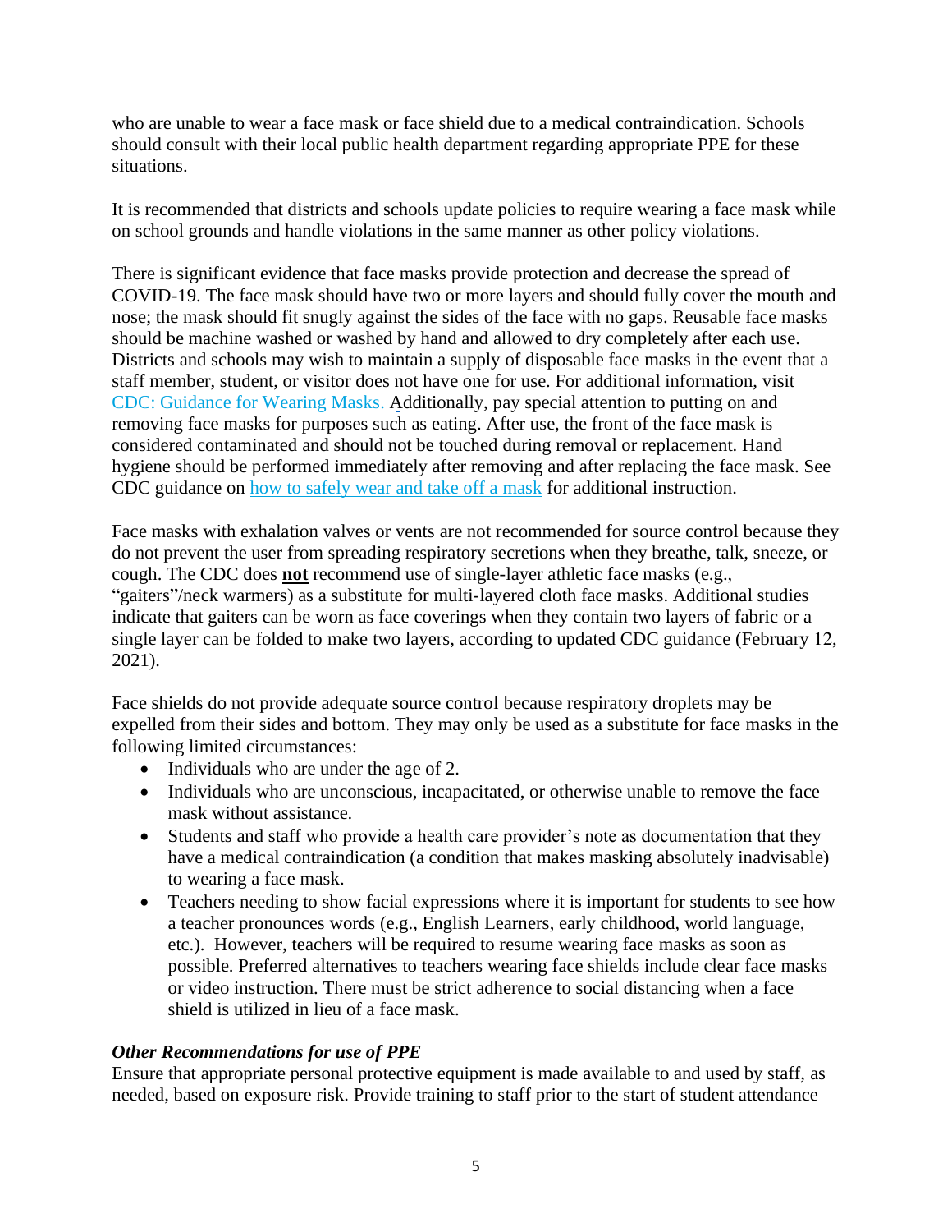who are unable to wear a face mask or face shield due to a medical contraindication. Schools should consult with their local public health department regarding appropriate PPE for these situations.

It is recommended that districts and schools update policies to require wearing a face mask while on school grounds and handle violations in the same manner as other policy violations.

There is significant evidence that face masks provide protection and decrease the spread of COVID-19. The face mask should have two or more layers and should fully cover the mouth and nose; the mask should fit snugly against the sides of the face with no gaps. Reusable face masks should be machine washed or washed by hand and allowed to dry completely after each use. Districts and schools may wish to maintain a supply of disposable face masks in the event that a staff member, student, or visitor does not have one for use. For additional information, visit [CDC: Guidance for Wearing Masks.](#) Additionally, pay special attention to putting on and removing face masks for purposes such as eating. After use, the front of the face mask is considered contaminated and should not be touched during removal or replacement. Hand hygiene should be performed immediately after removing and after replacing the face mask. See CDC guidance on [how to safely wear and take off a mask](#) for additional instruction.

Face masks with exhalation valves or vents are not recommended for source control because they do not prevent the user from spreading respiratory secretions when they breathe, talk, sneeze, or cough. The CDC does **not** recommend use of single-layer athletic face masks (e.g., "gaiters"/neck warmers) as a substitute for multi-layered cloth face masks. Additional studies indicate that gaiters can be worn as face coverings when they contain two layers of fabric or a single layer can be folded to make two layers, according to updated CDC guidance (February 12, 2021).

Face shields do not provide adequate source control because respiratory droplets may be expelled from their sides and bottom. They may only be used as a substitute for face masks in the following limited circumstances:

- Individuals who are under the age of 2.
- Individuals who are unconscious, incapacitated, or otherwise unable to remove the face mask without assistance.
- Students and staff who provide a health care provider's note as documentation that they have a medical contraindication (a condition that makes masking absolutely inadvisable) to wearing a face mask.
- Teachers needing to show facial expressions where it is important for students to see how a teacher pronounces words (e.g., English Learners, early childhood, world language, etc.). However, teachers will be required to resume wearing face masks as soon as possible. Preferred alternatives to teachers wearing face shields include clear face masks or video instruction. There must be strict adherence to social distancing when a face shield is utilized in lieu of a face mask.

***Other Recommendations for use of PPE***

Ensure that appropriate personal protective equipment is made available to and used by staff, as needed, based on exposure risk. Provide training to staff prior to the start of student attendance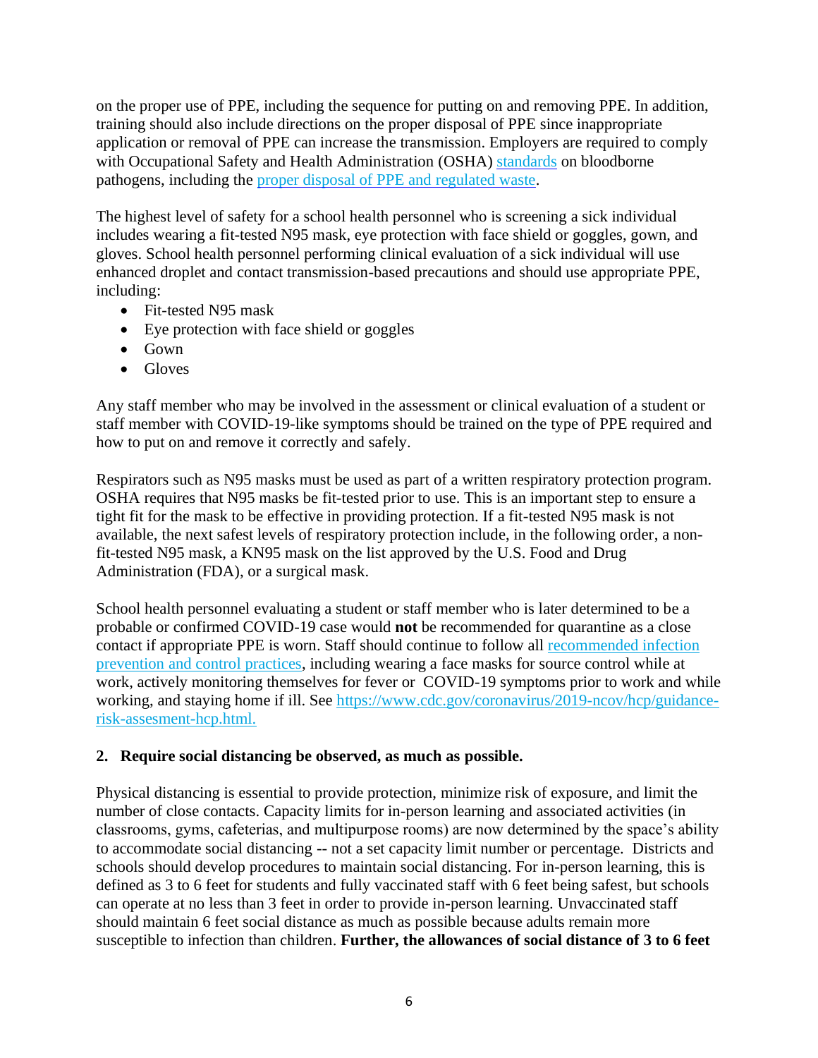on the proper use of PPE, including the sequence for putting on and removing PPE. In addition, training should also include directions on the proper disposal of PPE since inappropriate application or removal of PPE can increase the transmission. Employers are required to comply with Occupational Safety and Health Administration (OSHA) [standards](#) on bloodborne pathogens, including the [proper disposal of PPE and regulated waste](#).

The highest level of safety for a school health personnel who is screening a sick individual includes wearing a fit-tested N95 mask, eye protection with face shield or goggles, gown, and gloves. School health personnel performing clinical evaluation of a sick individual will use enhanced droplet and contact transmission-based precautions and should use appropriate PPE, including:

- Fit-tested N95 mask
- Eye protection with face shield or goggles
- Gown
- Gloves

Any staff member who may be involved in the assessment or clinical evaluation of a student or staff member with COVID-19-like symptoms should be trained on the type of PPE required and how to put on and remove it correctly and safely.

Respirators such as N95 masks must be used as part of a written respiratory protection program. OSHA requires that N95 masks be fit-tested prior to use. This is an important step to ensure a tight fit for the mask to be effective in providing protection. If a fit-tested N95 mask is not available, the next safest levels of respiratory protection include, in the following order, a non-fit-tested N95 mask, a KN95 mask on the list approved by the U.S. Food and Drug Administration (FDA), or a surgical mask.

School health personnel evaluating a student or staff member who is later determined to be a probable or confirmed COVID-19 case would **not** be recommended for quarantine as a close contact if appropriate PPE is worn. Staff should continue to follow all [recommended infection prevention and control practices](#), including wearing a face masks for source control while at work, actively monitoring themselves for fever or COVID-19 symptoms prior to work and while working, and staying home if ill. See [https://www.cdc.gov/coronavirus/2019-ncov/hcp/guidance-risk-assesment-hcp.html.](https://www.cdc.gov/coronavirus/2019-ncov/hcp/guidance-risk-assesment-hcp.html)

**2. Require social distancing be observed, as much as possible.**

Physical distancing is essential to provide protection, minimize risk of exposure, and limit the number of close contacts. Capacity limits for in-person learning and associated activities (in classrooms, gyms, cafeterias, and multipurpose rooms) are now determined by the space's ability to accommodate social distancing -- not a set capacity limit number or percentage. Districts and schools should develop procedures to maintain social distancing. For in-person learning, this is defined as 3 to 6 feet for students and fully vaccinated staff with 6 feet being safest, but schools can operate at no less than 3 feet in order to provide in-person learning. Unvaccinated staff should maintain 6 feet social distance as much as possible because adults remain more susceptible to infection than children. **Further, the allowances of social distance of 3 to 6 feet**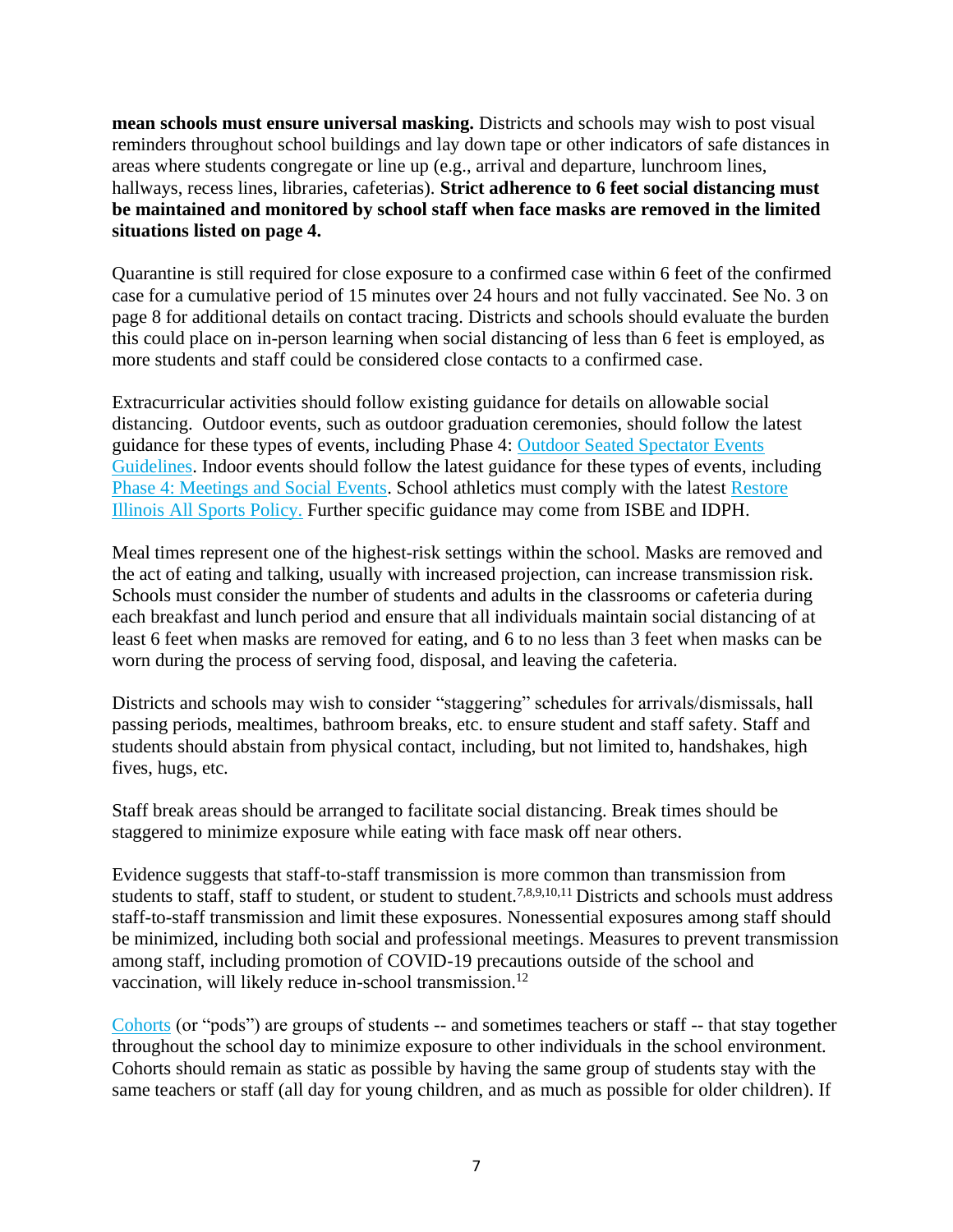**mean schools must ensure universal masking.** Districts and schools may wish to post visual reminders throughout school buildings and lay down tape or other indicators of safe distances in areas where students congregate or line up (e.g., arrival and departure, lunchroom lines, hallways, recess lines, libraries, cafeterias). **Strict adherence to 6 feet social distancing must be maintained and monitored by school staff when face masks are removed in the limited situations listed on page 4.**

Quarantine is still required for close exposure to a confirmed case within 6 feet of the confirmed case for a cumulative period of 15 minutes over 24 hours and not fully vaccinated. See No. 3 on page 8 for additional details on contact tracing. Districts and schools should evaluate the burden this could place on in-person learning when social distancing of less than 6 feet is employed, as more students and staff could be considered close contacts to a confirmed case.

Extracurricular activities should follow existing guidance for details on allowable social distancing. Outdoor events, such as outdoor graduation ceremonies, should follow the latest guidance for these types of events, including Phase 4: Outdoor Seated Spectator Events Guidelines. Indoor events should follow the latest guidance for these types of events, including Phase 4: Meetings and Social Events. School athletics must comply with the latest Restore Illinois All Sports Policy. Further specific guidance may come from ISBE and IDPH.

Meal times represent one of the highest-risk settings within the school. Masks are removed and the act of eating and talking, usually with increased projection, can increase transmission risk. Schools must consider the number of students and adults in the classrooms or cafeteria during each breakfast and lunch period and ensure that all individuals maintain social distancing of at least 6 feet when masks are removed for eating, and 6 to no less than 3 feet when masks can be worn during the process of serving food, disposal, and leaving the cafeteria.

Districts and schools may wish to consider "staggering" schedules for arrivals/dismissals, hall passing periods, mealtimes, bathroom breaks, etc. to ensure student and staff safety. Staff and students should abstain from physical contact, including, but not limited to, handshakes, high fives, hugs, etc.

Staff break areas should be arranged to facilitate social distancing. Break times should be staggered to minimize exposure while eating with face mask off near others.

Evidence suggests that staff-to-staff transmission is more common than transmission from students to staff, staff to student, or student to student.[7,8,9,10,11] Districts and schools must address staff-to-staff transmission and limit these exposures. Nonessential exposures among staff should be minimized, including both social and professional meetings. Measures to prevent transmission among staff, including promotion of COVID-19 precautions outside of the school and vaccination, will likely reduce in-school transmission.[12]

Cohorts (or "pods") are groups of students -- and sometimes teachers or staff -- that stay together throughout the school day to minimize exposure to other individuals in the school environment. Cohorts should remain as static as possible by having the same group of students stay with the same teachers or staff (all day for young children, and as much as possible for older children). If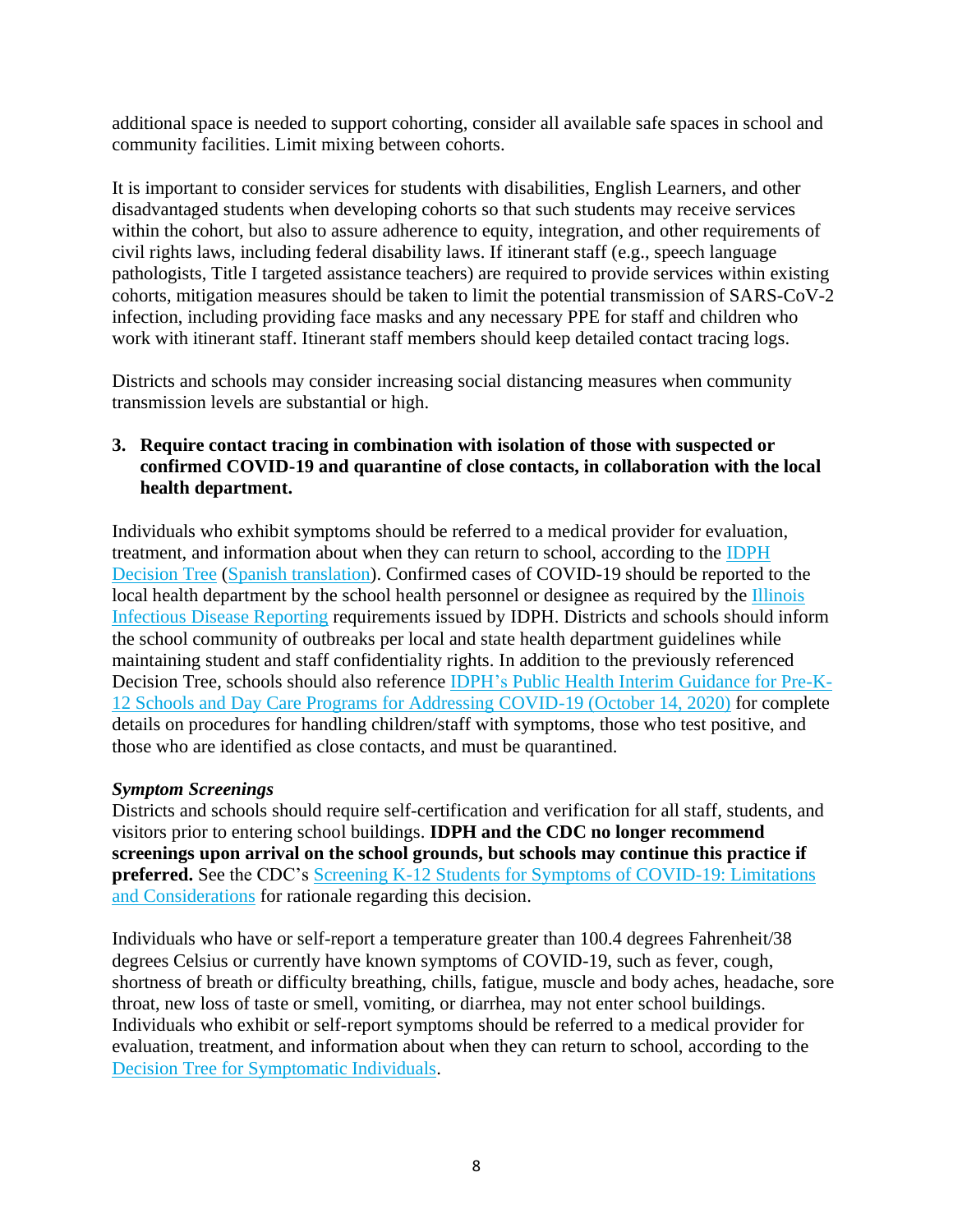additional space is needed to support cohorting, consider all available safe spaces in school and community facilities. Limit mixing between cohorts.

It is important to consider services for students with disabilities, English Learners, and other disadvantaged students when developing cohorts so that such students may receive services within the cohort, but also to assure adherence to equity, integration, and other requirements of civil rights laws, including federal disability laws. If itinerant staff (e.g., speech language pathologists, Title I targeted assistance teachers) are required to provide services within existing cohorts, mitigation measures should be taken to limit the potential transmission of SARS-CoV-2 infection, including providing face masks and any necessary PPE for staff and children who work with itinerant staff. Itinerant staff members should keep detailed contact tracing logs.

Districts and schools may consider increasing social distancing measures when community transmission levels are substantial or high.

3. **Require contact tracing in combination with isolation of those with suspected or confirmed COVID-19 and quarantine of close contacts, in collaboration with the local health department.**

Individuals who exhibit symptoms should be referred to a medical provider for evaluation, treatment, and information about when they can return to school, according to the IDPH Decision Tree (Spanish translation). Confirmed cases of COVID-19 should be reported to the local health department by the school health personnel or designee as required by the Illinois Infectious Disease Reporting requirements issued by IDPH. Districts and schools should inform the school community of outbreaks per local and state health department guidelines while maintaining student and staff confidentiality rights. In addition to the previously referenced Decision Tree, schools should also reference IDPH's Public Health Interim Guidance for Pre-K-12 Schools and Day Care Programs for Addressing COVID-19 (October 14, 2020) for complete details on procedures for handling children/staff with symptoms, those who test positive, and those who are identified as close contacts, and must be quarantined.

***Symptom Screenings***

Districts and schools should require self-certification and verification for all staff, students, and visitors prior to entering school buildings. **IDPH and the CDC no longer recommend screenings upon arrival on the school grounds, but schools may continue this practice if preferred.** See the CDC's Screening K-12 Students for Symptoms of COVID-19: Limitations and Considerations for rationale regarding this decision.

Individuals who have or self-report a temperature greater than 100.4 degrees Fahrenheit/38 degrees Celsius or currently have known symptoms of COVID-19, such as fever, cough, shortness of breath or difficulty breathing, chills, fatigue, muscle and body aches, headache, sore throat, new loss of taste or smell, vomiting, or diarrhea, may not enter school buildings. Individuals who exhibit or self-report symptoms should be referred to a medical provider for evaluation, treatment, and information about when they can return to school, according to the Decision Tree for Symptomatic Individuals.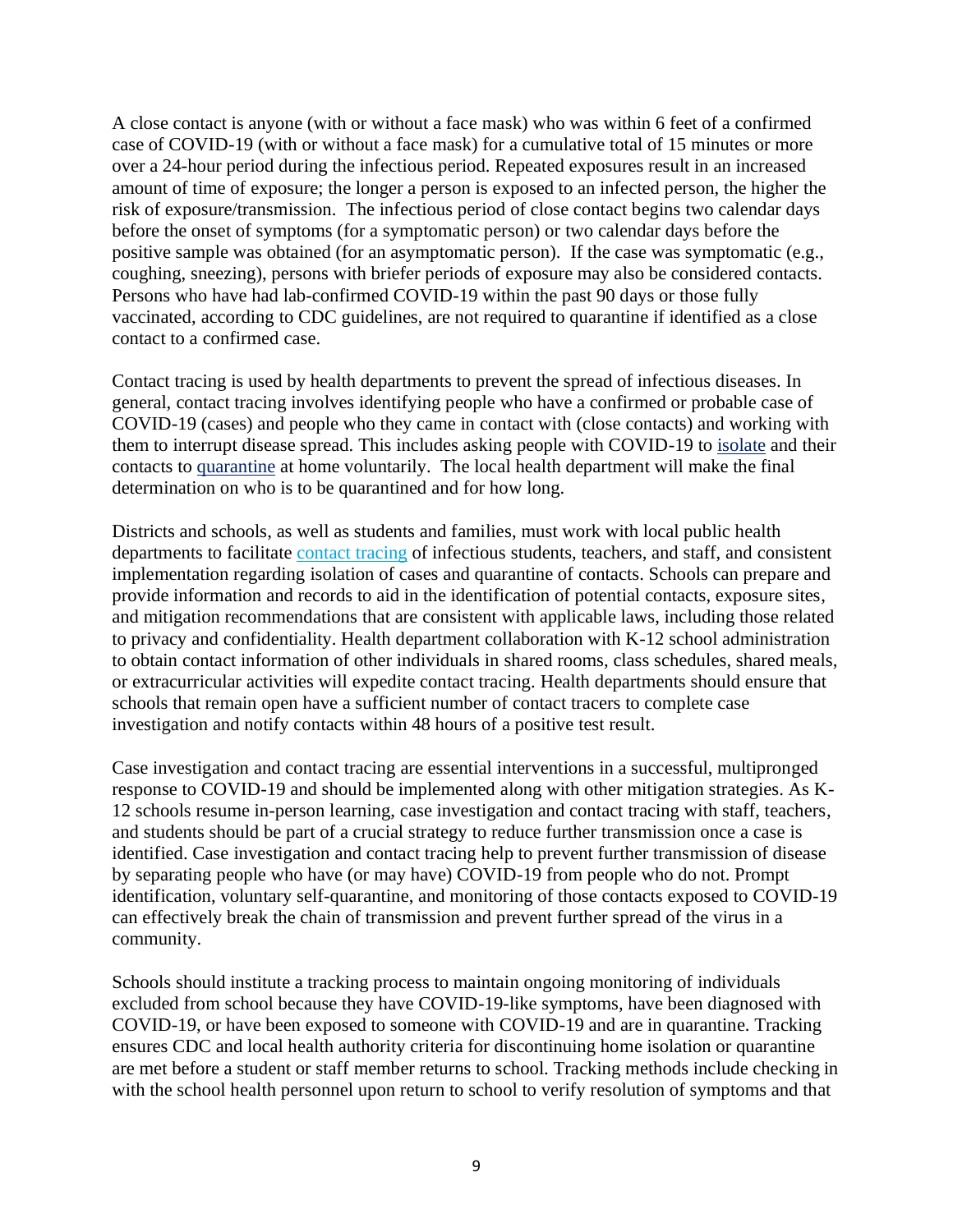A close contact is anyone (with or without a face mask) who was within 6 feet of a confirmed case of COVID-19 (with or without a face mask) for a cumulative total of 15 minutes or more over a 24-hour period during the infectious period. Repeated exposures result in an increased amount of time of exposure; the longer a person is exposed to an infected person, the higher the risk of exposure/transmission. The infectious period of close contact begins two calendar days before the onset of symptoms (for a symptomatic person) or two calendar days before the positive sample was obtained (for an asymptomatic person). If the case was symptomatic (e.g., coughing, sneezing), persons with briefer periods of exposure may also be considered contacts. Persons who have had lab-confirmed COVID-19 within the past 90 days or those fully vaccinated, according to CDC guidelines, are not required to quarantine if identified as a close contact to a confirmed case.

Contact tracing is used by health departments to prevent the spread of infectious diseases. In general, contact tracing involves identifying people who have a confirmed or probable case of COVID-19 (cases) and people who they came in contact with (close contacts) and working with them to interrupt disease spread. This includes asking people with COVID-19 to isolate and their contacts to quarantine at home voluntarily. The local health department will make the final determination on who is to be quarantined and for how long.

Districts and schools, as well as students and families, must work with local public health departments to facilitate contact tracing of infectious students, teachers, and staff, and consistent implementation regarding isolation of cases and quarantine of contacts. Schools can prepare and provide information and records to aid in the identification of potential contacts, exposure sites, and mitigation recommendations that are consistent with applicable laws, including those related to privacy and confidentiality. Health department collaboration with K-12 school administration to obtain contact information of other individuals in shared rooms, class schedules, shared meals, or extracurricular activities will expedite contact tracing. Health departments should ensure that schools that remain open have a sufficient number of contact tracers to complete case investigation and notify contacts within 48 hours of a positive test result.

Case investigation and contact tracing are essential interventions in a successful, multipronged response to COVID-19 and should be implemented along with other mitigation strategies. As K-12 schools resume in-person learning, case investigation and contact tracing with staff, teachers, and students should be part of a crucial strategy to reduce further transmission once a case is identified. Case investigation and contact tracing help to prevent further transmission of disease by separating people who have (or may have) COVID-19 from people who do not. Prompt identification, voluntary self-quarantine, and monitoring of those contacts exposed to COVID-19 can effectively break the chain of transmission and prevent further spread of the virus in a community.

Schools should institute a tracking process to maintain ongoing monitoring of individuals excluded from school because they have COVID-19-like symptoms, have been diagnosed with COVID-19, or have been exposed to someone with COVID-19 and are in quarantine. Tracking ensures CDC and local health authority criteria for discontinuing home isolation or quarantine are met before a student or staff member returns to school. Tracking methods include checking in with the school health personnel upon return to school to verify resolution of symptoms and that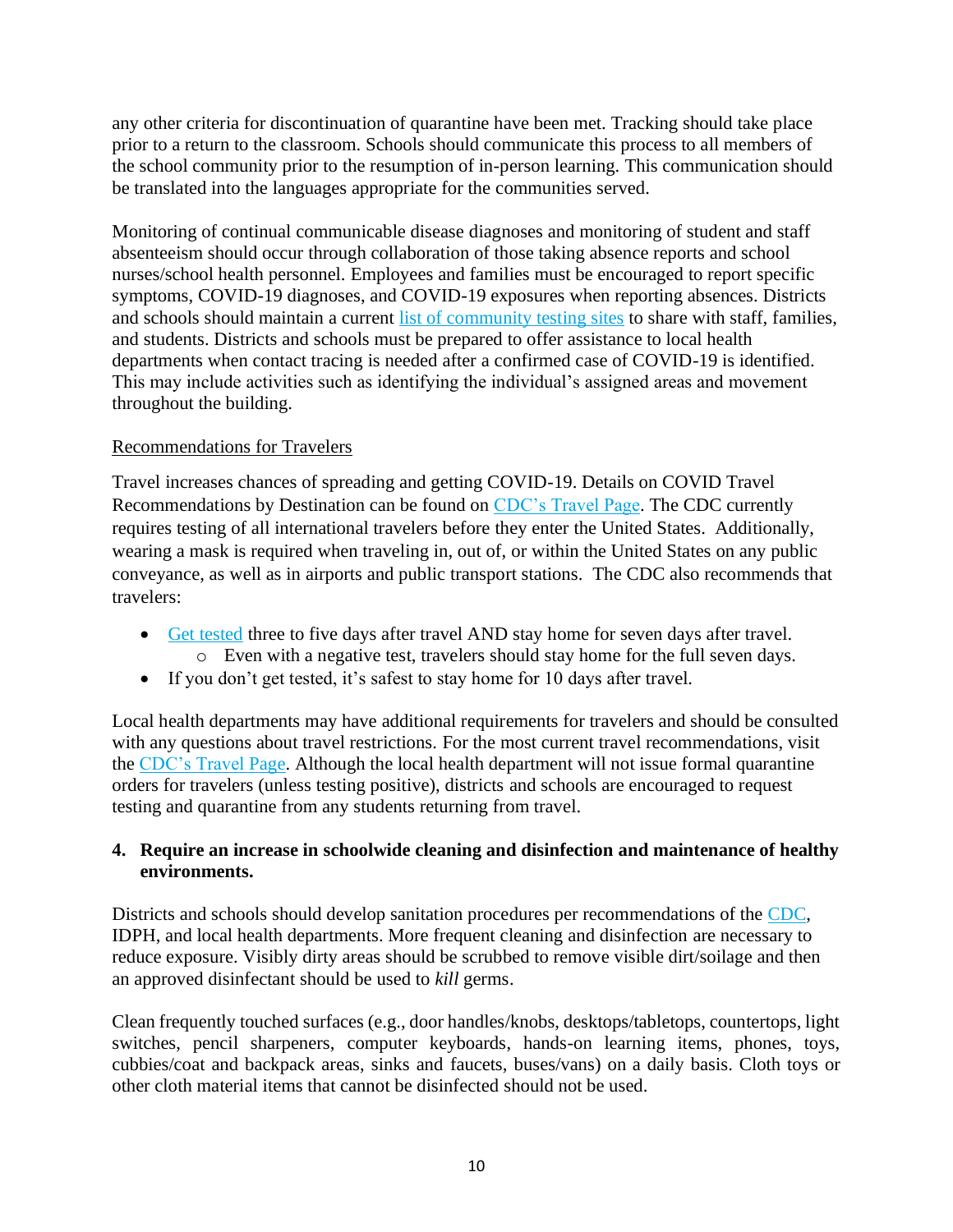any other criteria for discontinuation of quarantine have been met. Tracking should take place prior to a return to the classroom. Schools should communicate this process to all members of the school community prior to the resumption of in-person learning. This communication should be translated into the languages appropriate for the communities served.

Monitoring of continual communicable disease diagnoses and monitoring of student and staff absenteeism should occur through collaboration of those taking absence reports and school nurses/school health personnel. Employees and families must be encouraged to report specific symptoms, COVID-19 diagnoses, and COVID-19 exposures when reporting absences. Districts and schools should maintain a current list of community testing sites to share with staff, families, and students. Districts and schools must be prepared to offer assistance to local health departments when contact tracing is needed after a confirmed case of COVID-19 is identified. This may include activities such as identifying the individual's assigned areas and movement throughout the building.

<u>Recommendations for Travelers</u>

Travel increases chances of spreading and getting COVID-19. Details on COVID Travel Recommendations by Destination can be found on CDC's Travel Page. The CDC currently requires testing of all international travelers before they enter the United States. Additionally, wearing a mask is required when traveling in, out of, or within the United States on any public conveyance, as well as in airports and public transport stations. The CDC also recommends that travelers:

- Get tested three to five days after travel AND stay home for seven days after travel.
  - Even with a negative test, travelers should stay home for the full seven days.
- If you don't get tested, it's safest to stay home for 10 days after travel.

Local health departments may have additional requirements for travelers and should be consulted with any questions about travel restrictions. For the most current travel recommendations, visit the CDC's Travel Page. Although the local health department will not issue formal quarantine orders for travelers (unless testing positive), districts and schools are encouraged to request testing and quarantine from any students returning from travel.

**4. Require an increase in schoolwide cleaning and disinfection and maintenance of healthy environments.**

Districts and schools should develop sanitation procedures per recommendations of the CDC, IDPH, and local health departments. More frequent cleaning and disinfection are necessary to reduce exposure. Visibly dirty areas should be scrubbed to remove visible dirt/soilage and then an approved disinfectant should be used to *kill* germs.

Clean frequently touched surfaces (e.g., door handles/knobs, desktops/tabletops, countertops, light switches, pencil sharpeners, computer keyboards, hands-on learning items, phones, toys, cubbies/coat and backpack areas, sinks and faucets, buses/vans) on a daily basis. Cloth toys or other cloth material items that cannot be disinfected should not be used.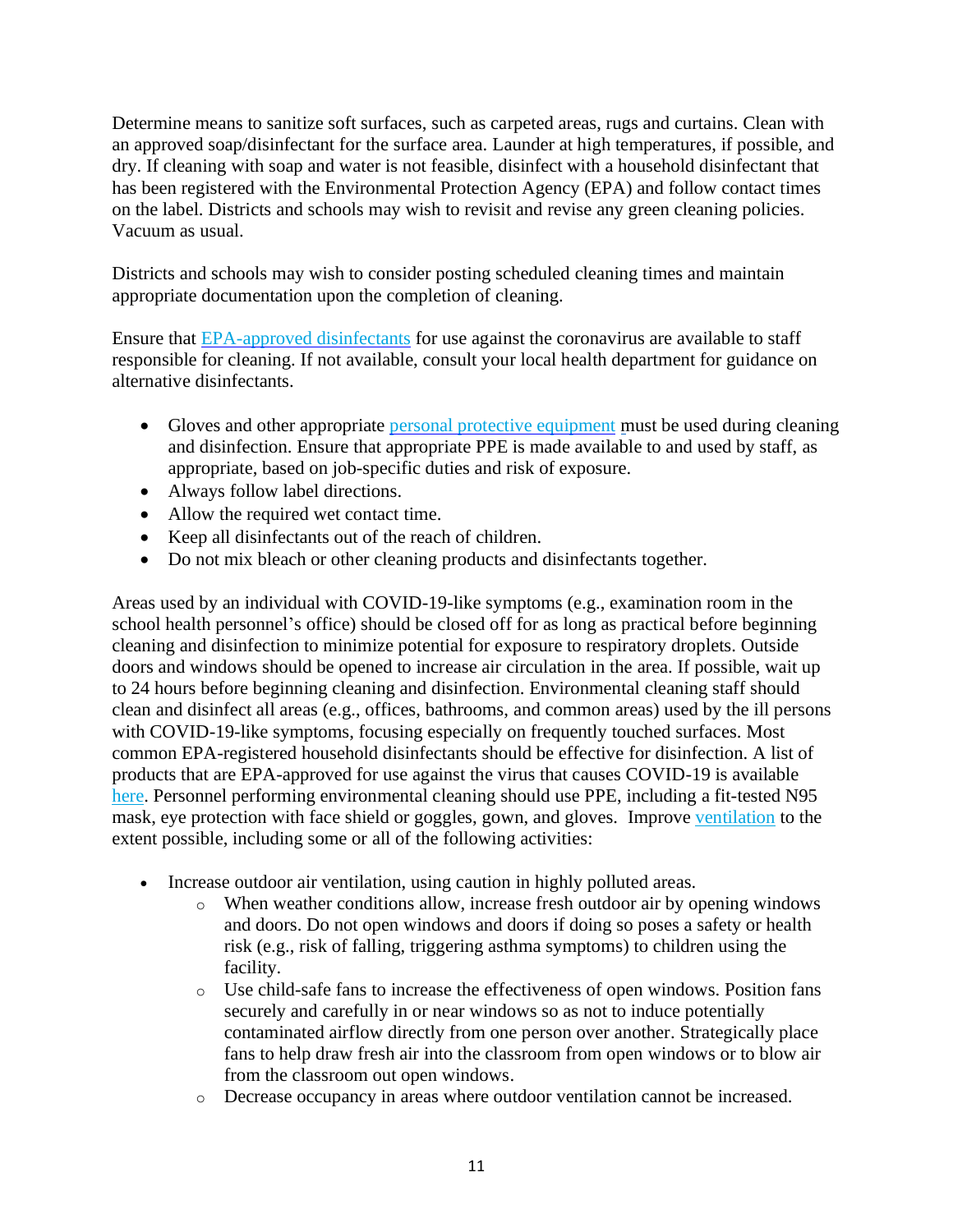Determine means to sanitize soft surfaces, such as carpeted areas, rugs and curtains. Clean with an approved soap/disinfectant for the surface area. Launder at high temperatures, if possible, and dry. If cleaning with soap and water is not feasible, disinfect with a household disinfectant that has been registered with the Environmental Protection Agency (EPA) and follow contact times on the label. Districts and schools may wish to revisit and revise any green cleaning policies. Vacuum as usual.

Districts and schools may wish to consider posting scheduled cleaning times and maintain appropriate documentation upon the completion of cleaning.

Ensure that EPA-approved disinfectants for use against the coronavirus are available to staff responsible for cleaning. If not available, consult your local health department for guidance on alternative disinfectants.

- Gloves and other appropriate personal protective equipment must be used during cleaning and disinfection. Ensure that appropriate PPE is made available to and used by staff, as appropriate, based on job-specific duties and risk of exposure.
- Always follow label directions.
- Allow the required wet contact time.
- Keep all disinfectants out of the reach of children.
- Do not mix bleach or other cleaning products and disinfectants together.

Areas used by an individual with COVID-19-like symptoms (e.g., examination room in the school health personnel's office) should be closed off for as long as practical before beginning cleaning and disinfection to minimize potential for exposure to respiratory droplets. Outside doors and windows should be opened to increase air circulation in the area. If possible, wait up to 24 hours before beginning cleaning and disinfection. Environmental cleaning staff should clean and disinfect all areas (e.g., offices, bathrooms, and common areas) used by the ill persons with COVID-19-like symptoms, focusing especially on frequently touched surfaces. Most common EPA-registered household disinfectants should be effective for disinfection. A list of products that are EPA-approved for use against the virus that causes COVID-19 is available here. Personnel performing environmental cleaning should use PPE, including a fit-tested N95 mask, eye protection with face shield or goggles, gown, and gloves. Improve ventilation to the extent possible, including some or all of the following activities:

- Increase outdoor air ventilation, using caution in highly polluted areas.
  - When weather conditions allow, increase fresh outdoor air by opening windows and doors. Do not open windows and doors if doing so poses a safety or health risk (e.g., risk of falling, triggering asthma symptoms) to children using the facility.
  - Use child-safe fans to increase the effectiveness of open windows. Position fans securely and carefully in or near windows so as not to induce potentially contaminated airflow directly from one person over another. Strategically place fans to help draw fresh air into the classroom from open windows or to blow air from the classroom out open windows.
  - Decrease occupancy in areas where outdoor ventilation cannot be increased.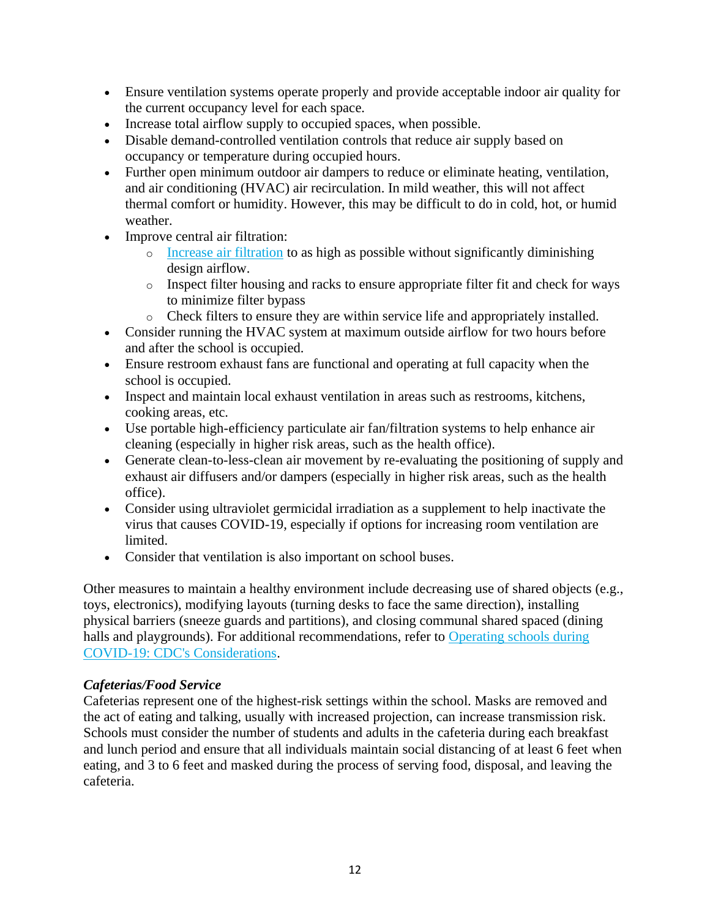- Ensure ventilation systems operate properly and provide acceptable indoor air quality for the current occupancy level for each space.
- Increase total airflow supply to occupied spaces, when possible.
- Disable demand-controlled ventilation controls that reduce air supply based on occupancy or temperature during occupied hours.
- Further open minimum outdoor air dampers to reduce or eliminate heating, ventilation, and air conditioning (HVAC) air recirculation. In mild weather, this will not affect thermal comfort or humidity. However, this may be difficult to do in cold, hot, or humid weather.
- Improve central air filtration:
  - [Increase air filtration](#) to as high as possible without significantly diminishing design airflow.
  - Inspect filter housing and racks to ensure appropriate filter fit and check for ways to minimize filter bypass
  - Check filters to ensure they are within service life and appropriately installed.
- Consider running the HVAC system at maximum outside airflow for two hours before and after the school is occupied.
- Ensure restroom exhaust fans are functional and operating at full capacity when the school is occupied.
- Inspect and maintain local exhaust ventilation in areas such as restrooms, kitchens, cooking areas, etc.
- Use portable high-efficiency particulate air fan/filtration systems to help enhance air cleaning (especially in higher risk areas, such as the health office).
- Generate clean-to-less-clean air movement by re-evaluating the positioning of supply and exhaust air diffusers and/or dampers (especially in higher risk areas, such as the health office).
- Consider using ultraviolet germicidal irradiation as a supplement to help inactivate the virus that causes COVID-19, especially if options for increasing room ventilation are limited.
- Consider that ventilation is also important on school buses.

Other measures to maintain a healthy environment include decreasing use of shared objects (e.g., toys, electronics), modifying layouts (turning desks to face the same direction), installing physical barriers (sneeze guards and partitions), and closing communal shared spaced (dining halls and playgrounds). For additional recommendations, refer to [Operating schools during COVID-19: CDC's Considerations](#).

### *Cafeterias/Food Service*

Cafeterias represent one of the highest-risk settings within the school. Masks are removed and the act of eating and talking, usually with increased projection, can increase transmission risk. Schools must consider the number of students and adults in the cafeteria during each breakfast and lunch period and ensure that all individuals maintain social distancing of at least 6 feet when eating, and 3 to 6 feet and masked during the process of serving food, disposal, and leaving the cafeteria.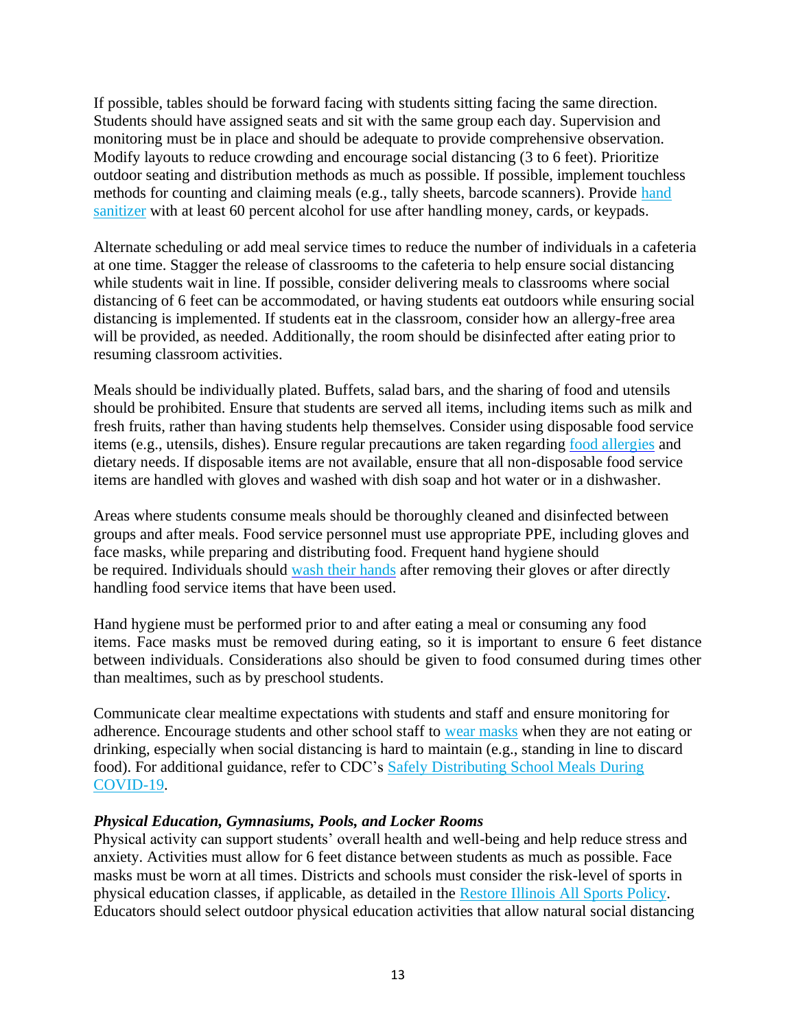If possible, tables should be forward facing with students sitting facing the same direction. Students should have assigned seats and sit with the same group each day. Supervision and monitoring must be in place and should be adequate to provide comprehensive observation. Modify layouts to reduce crowding and encourage social distancing (3 to 6 feet). Prioritize outdoor seating and distribution methods as much as possible. If possible, implement touchless methods for counting and claiming meals (e.g., tally sheets, barcode scanners). Provide hand sanitizer with at least 60 percent alcohol for use after handling money, cards, or keypads.

Alternate scheduling or add meal service times to reduce the number of individuals in a cafeteria at one time. Stagger the release of classrooms to the cafeteria to help ensure social distancing while students wait in line. If possible, consider delivering meals to classrooms where social distancing of 6 feet can be accommodated, or having students eat outdoors while ensuring social distancing is implemented. If students eat in the classroom, consider how an allergy-free area will be provided, as needed. Additionally, the room should be disinfected after eating prior to resuming classroom activities.

Meals should be individually plated. Buffets, salad bars, and the sharing of food and utensils should be prohibited. Ensure that students are served all items, including items such as milk and fresh fruits, rather than having students help themselves. Consider using disposable food service items (e.g., utensils, dishes). Ensure regular precautions are taken regarding food allergies and dietary needs. If disposable items are not available, ensure that all non-disposable food service items are handled with gloves and washed with dish soap and hot water or in a dishwasher.

Areas where students consume meals should be thoroughly cleaned and disinfected between groups and after meals. Food service personnel must use appropriate PPE, including gloves and face masks, while preparing and distributing food. Frequent hand hygiene should be required. Individuals should wash their hands after removing their gloves or after directly handling food service items that have been used.

Hand hygiene must be performed prior to and after eating a meal or consuming any food items. Face masks must be removed during eating, so it is important to ensure 6 feet distance between individuals. Considerations also should be given to food consumed during times other than mealtimes, such as by preschool students.

Communicate clear mealtime expectations with students and staff and ensure monitoring for adherence. Encourage students and other school staff to wear masks when they are not eating or drinking, especially when social distancing is hard to maintain (e.g., standing in line to discard food). For additional guidance, refer to CDC's Safely Distributing School Meals During COVID-19.

***Physical Education, Gymnasiums, Pools, and Locker Rooms***

Physical activity can support students' overall health and well-being and help reduce stress and anxiety. Activities must allow for 6 feet distance between students as much as possible. Face masks must be worn at all times. Districts and schools must consider the risk-level of sports in physical education classes, if applicable, as detailed in the Restore Illinois All Sports Policy. Educators should select outdoor physical education activities that allow natural social distancing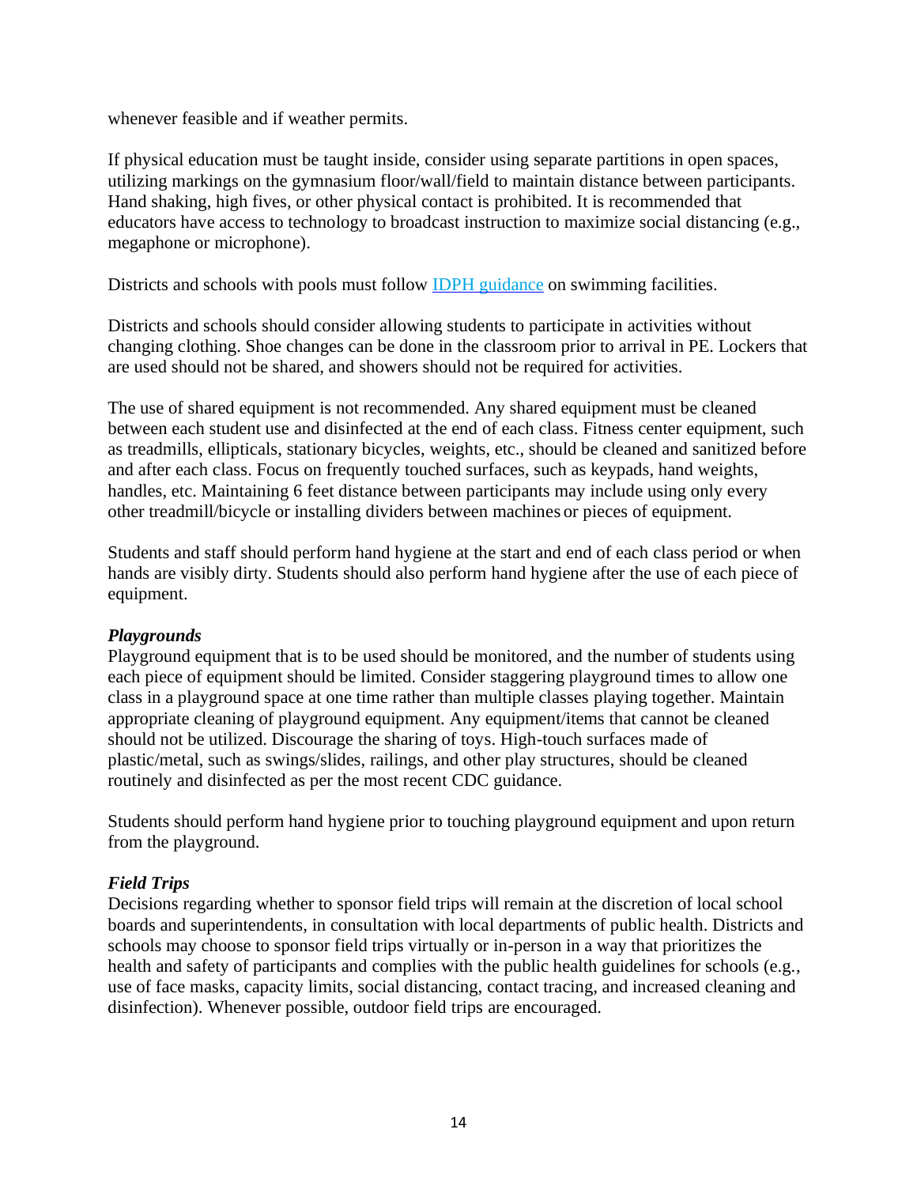whenever feasible and if weather permits.

If physical education must be taught inside, consider using separate partitions in open spaces, utilizing markings on the gymnasium floor/wall/field to maintain distance between participants. Hand shaking, high fives, or other physical contact is prohibited. It is recommended that educators have access to technology to broadcast instruction to maximize social distancing (e.g., megaphone or microphone).

Districts and schools with pools must follow [IDPH guidance](#) on swimming facilities.

Districts and schools should consider allowing students to participate in activities without changing clothing. Shoe changes can be done in the classroom prior to arrival in PE. Lockers that are used should not be shared, and showers should not be required for activities.

The use of shared equipment is not recommended. Any shared equipment must be cleaned between each student use and disinfected at the end of each class. Fitness center equipment, such as treadmills, ellipticals, stationary bicycles, weights, etc., should be cleaned and sanitized before and after each class. Focus on frequently touched surfaces, such as keypads, hand weights, handles, etc. Maintaining 6 feet distance between participants may include using only every other treadmill/bicycle or installing dividers between machines or pieces of equipment.

Students and staff should perform hand hygiene at the start and end of each class period or when hands are visibly dirty. Students should also perform hand hygiene after the use of each piece of equipment.

***Playgrounds***

Playground equipment that is to be used should be monitored, and the number of students using each piece of equipment should be limited. Consider staggering playground times to allow one class in a playground space at one time rather than multiple classes playing together. Maintain appropriate cleaning of playground equipment. Any equipment/items that cannot be cleaned should not be utilized. Discourage the sharing of toys. High-touch surfaces made of plastic/metal, such as swings/slides, railings, and other play structures, should be cleaned routinely and disinfected as per the most recent CDC guidance.

Students should perform hand hygiene prior to touching playground equipment and upon return from the playground.

***Field Trips***

Decisions regarding whether to sponsor field trips will remain at the discretion of local school boards and superintendents, in consultation with local departments of public health. Districts and schools may choose to sponsor field trips virtually or in-person in a way that prioritizes the health and safety of participants and complies with the public health guidelines for schools (e.g., use of face masks, capacity limits, social distancing, contact tracing, and increased cleaning and disinfection). Whenever possible, outdoor field trips are encouraged.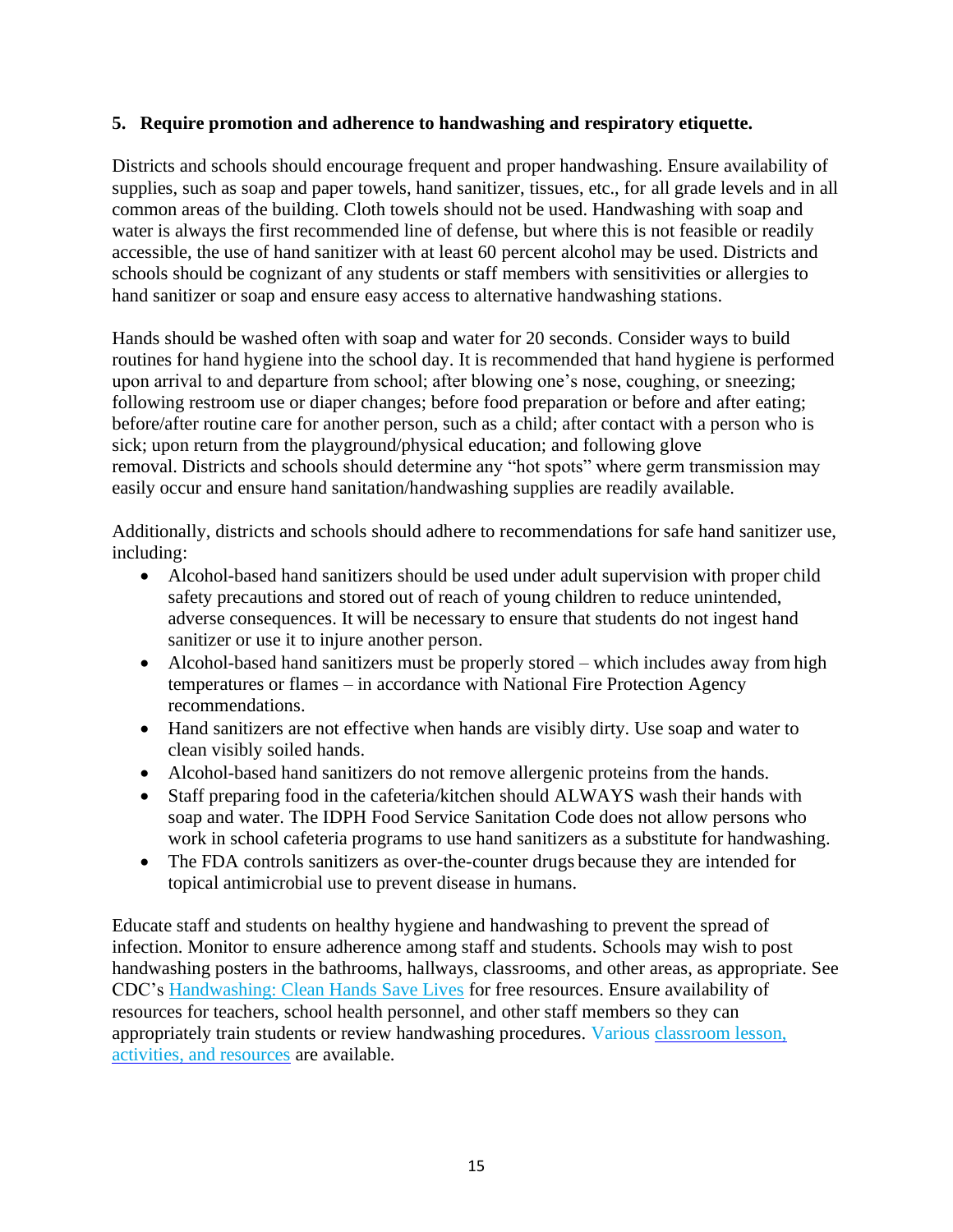**5. Require promotion and adherence to handwashing and respiratory etiquette.**

Districts and schools should encourage frequent and proper handwashing. Ensure availability of supplies, such as soap and paper towels, hand sanitizer, tissues, etc., for all grade levels and in all common areas of the building. Cloth towels should not be used. Handwashing with soap and water is always the first recommended line of defense, but where this is not feasible or readily accessible, the use of hand sanitizer with at least 60 percent alcohol may be used. Districts and schools should be cognizant of any students or staff members with sensitivities or allergies to hand sanitizer or soap and ensure easy access to alternative handwashing stations.

Hands should be washed often with soap and water for 20 seconds. Consider ways to build routines for hand hygiene into the school day. It is recommended that hand hygiene is performed upon arrival to and departure from school; after blowing one's nose, coughing, or sneezing; following restroom use or diaper changes; before food preparation or before and after eating; before/after routine care for another person, such as a child; after contact with a person who is sick; upon return from the playground/physical education; and following glove removal. Districts and schools should determine any "hot spots" where germ transmission may easily occur and ensure hand sanitation/handwashing supplies are readily available.

Additionally, districts and schools should adhere to recommendations for safe hand sanitizer use, including:

- Alcohol-based hand sanitizers should be used under adult supervision with proper child safety precautions and stored out of reach of young children to reduce unintended, adverse consequences. It will be necessary to ensure that students do not ingest hand sanitizer or use it to injure another person.
- Alcohol-based hand sanitizers must be properly stored – which includes away from high temperatures or flames – in accordance with National Fire Protection Agency recommendations.
- Hand sanitizers are not effective when hands are visibly dirty. Use soap and water to clean visibly soiled hands.
- Alcohol-based hand sanitizers do not remove allergenic proteins from the hands.
- Staff preparing food in the cafeteria/kitchen should ALWAYS wash their hands with soap and water. The IDPH Food Service Sanitation Code does not allow persons who work in school cafeteria programs to use hand sanitizers as a substitute for handwashing.
- The FDA controls sanitizers as over-the-counter drugs because they are intended for topical antimicrobial use to prevent disease in humans.

Educate staff and students on healthy hygiene and handwashing to prevent the spread of infection. Monitor to ensure adherence among staff and students. Schools may wish to post handwashing posters in the bathrooms, hallways, classrooms, and other areas, as appropriate. See CDC's Handwashing: Clean Hands Save Lives for free resources. Ensure availability of resources for teachers, school health personnel, and other staff members so they can appropriately train students or review handwashing procedures. Various classroom lesson, activities, and resources are available.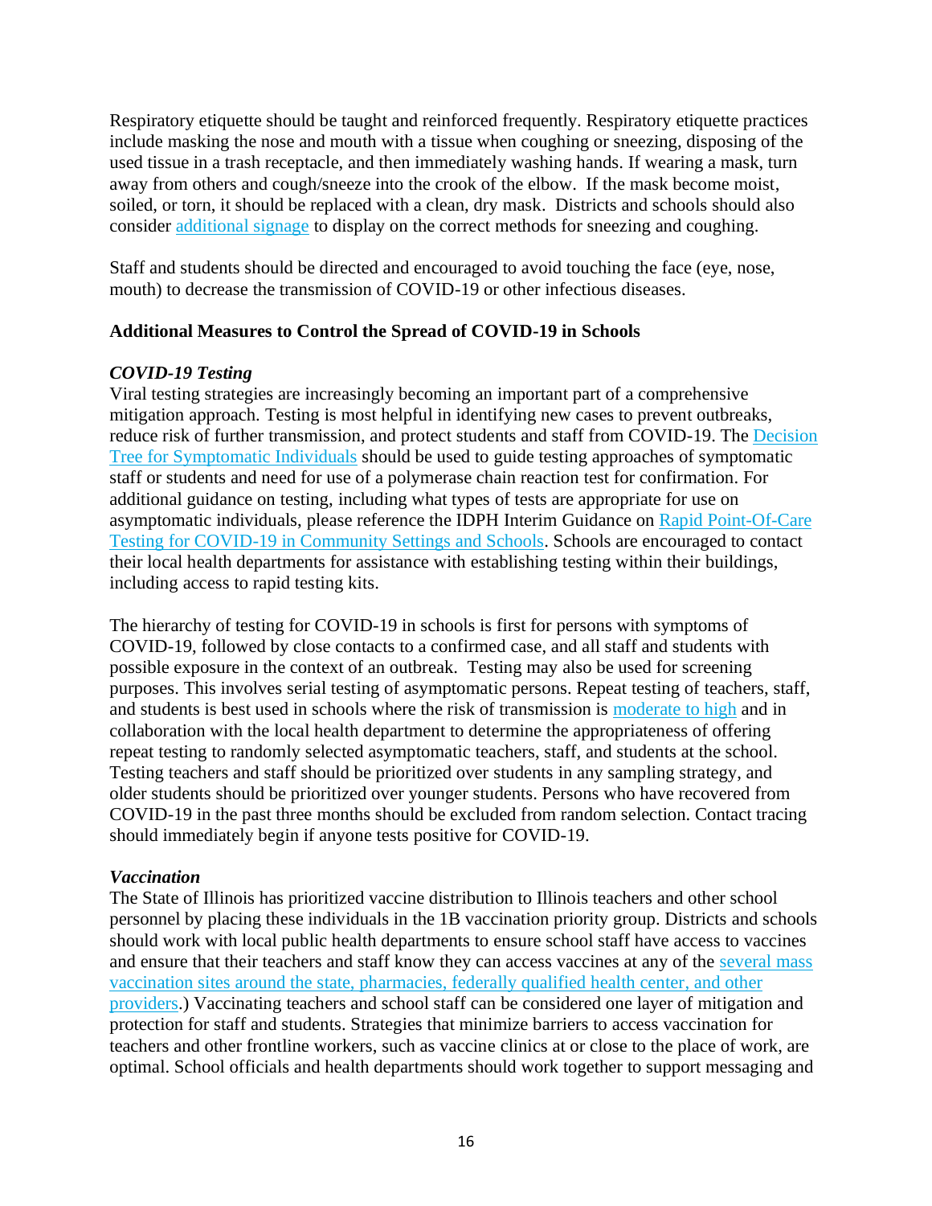Respiratory etiquette should be taught and reinforced frequently. Respiratory etiquette practices include masking the nose and mouth with a tissue when coughing or sneezing, disposing of the used tissue in a trash receptacle, and then immediately washing hands. If wearing a mask, turn away from others and cough/sneeze into the crook of the elbow. If the mask become moist, soiled, or torn, it should be replaced with a clean, dry mask. Districts and schools should also consider additional signage to display on the correct methods for sneezing and coughing.

Staff and students should be directed and encouraged to avoid touching the face (eye, nose, mouth) to decrease the transmission of COVID-19 or other infectious diseases.

**Additional Measures to Control the Spread of COVID-19 in Schools**

***COVID-19 Testing***

Viral testing strategies are increasingly becoming an important part of a comprehensive mitigation approach. Testing is most helpful in identifying new cases to prevent outbreaks, reduce risk of further transmission, and protect students and staff from COVID-19. The Decision Tree for Symptomatic Individuals should be used to guide testing approaches of symptomatic staff or students and need for use of a polymerase chain reaction test for confirmation. For additional guidance on testing, including what types of tests are appropriate for use on asymptomatic individuals, please reference the IDPH Interim Guidance on Rapid Point-Of-Care Testing for COVID-19 in Community Settings and Schools. Schools are encouraged to contact their local health departments for assistance with establishing testing within their buildings, including access to rapid testing kits.

The hierarchy of testing for COVID-19 in schools is first for persons with symptoms of COVID-19, followed by close contacts to a confirmed case, and all staff and students with possible exposure in the context of an outbreak. Testing may also be used for screening purposes. This involves serial testing of asymptomatic persons. Repeat testing of teachers, staff, and students is best used in schools where the risk of transmission is moderate to high and in collaboration with the local health department to determine the appropriateness of offering repeat testing to randomly selected asymptomatic teachers, staff, and students at the school. Testing teachers and staff should be prioritized over students in any sampling strategy, and older students should be prioritized over younger students. Persons who have recovered from COVID-19 in the past three months should be excluded from random selection. Contact tracing should immediately begin if anyone tests positive for COVID-19.

***Vaccination***

The State of Illinois has prioritized vaccine distribution to Illinois teachers and other school personnel by placing these individuals in the 1B vaccination priority group. Districts and schools should work with local public health departments to ensure school staff have access to vaccines and ensure that their teachers and staff know they can access vaccines at any of the several mass vaccination sites around the state, pharmacies, federally qualified health center, and other providers.) Vaccinating teachers and school staff can be considered one layer of mitigation and protection for staff and students. Strategies that minimize barriers to access vaccination for teachers and other frontline workers, such as vaccine clinics at or close to the place of work, are optimal. School officials and health departments should work together to support messaging and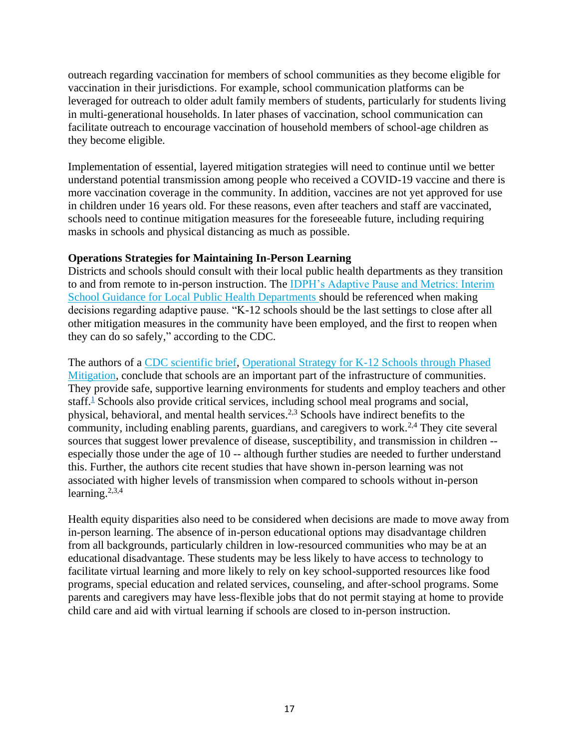outreach regarding vaccination for members of school communities as they become eligible for vaccination in their jurisdictions. For example, school communication platforms can be leveraged for outreach to older adult family members of students, particularly for students living in multi-generational households. In later phases of vaccination, school communication can facilitate outreach to encourage vaccination of household members of school-age children as they become eligible.

Implementation of essential, layered mitigation strategies will need to continue until we better understand potential transmission among people who received a COVID-19 vaccine and there is more vaccination coverage in the community. In addition, vaccines are not yet approved for use in children under 16 years old. For these reasons, even after teachers and staff are vaccinated, schools need to continue mitigation measures for the foreseeable future, including requiring masks in schools and physical distancing as much as possible.

**Operations Strategies for Maintaining In-Person Learning**

Districts and schools should consult with their local public health departments as they transition to and from remote to in-person instruction. The IDPH's Adaptive Pause and Metrics: Interim School Guidance for Local Public Health Departments should be referenced when making decisions regarding adaptive pause. "K-12 schools should be the last settings to close after all other mitigation measures in the community have been employed, and the first to reopen when they can do so safely," according to the CDC.

The authors of a CDC scientific brief, Operational Strategy for K-12 Schools through Phased Mitigation, conclude that schools are an important part of the infrastructure of communities. They provide safe, supportive learning environments for students and employ teachers and other staff.[1] Schools also provide critical services, including school meal programs and social, physical, behavioral, and mental health services.[2,3] Schools have indirect benefits to the community, including enabling parents, guardians, and caregivers to work.[2,4] They cite several sources that suggest lower prevalence of disease, susceptibility, and transmission in children -- especially those under the age of 10 -- although further studies are needed to further understand this. Further, the authors cite recent studies that have shown in-person learning was not associated with higher levels of transmission when compared to schools without in-person learning.[2,3,4]

Health equity disparities also need to be considered when decisions are made to move away from in-person learning. The absence of in-person educational options may disadvantage children from all backgrounds, particularly children in low-resourced communities who may be at an educational disadvantage. These students may be less likely to have access to technology to facilitate virtual learning and more likely to rely on key school-supported resources like food programs, special education and related services, counseling, and after-school programs. Some parents and caregivers may have less-flexible jobs that do not permit staying at home to provide child care and aid with virtual learning if schools are closed to in-person instruction.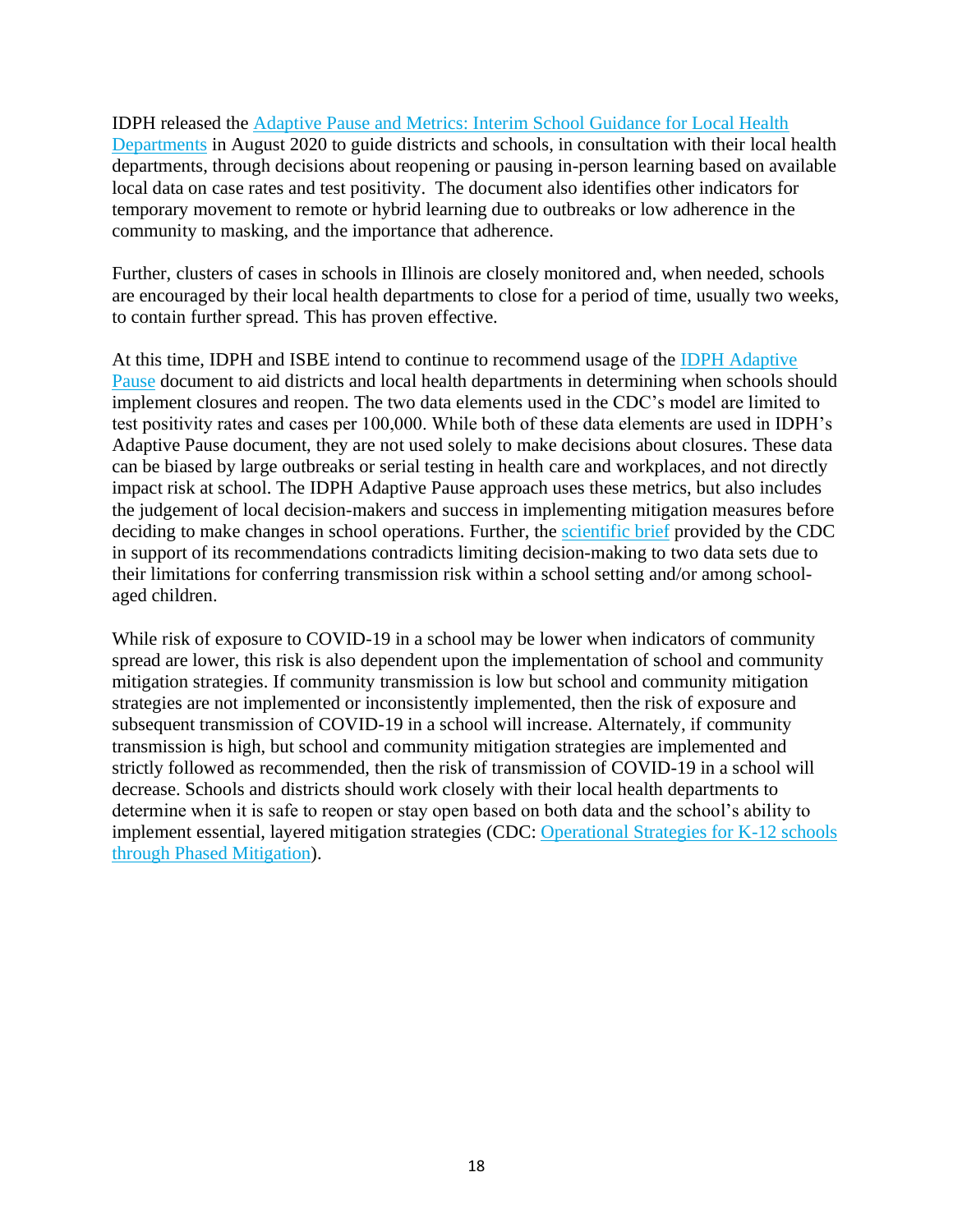IDPH released the [Adaptive Pause and Metrics: Interim School Guidance for Local Health Departments] in August 2020 to guide districts and schools, in consultation with their local health departments, through decisions about reopening or pausing in-person learning based on available local data on case rates and test positivity. The document also identifies other indicators for temporary movement to remote or hybrid learning due to outbreaks or low adherence in the community to masking, and the importance that adherence.

Further, clusters of cases in schools in Illinois are closely monitored and, when needed, schools are encouraged by their local health departments to close for a period of time, usually two weeks, to contain further spread. This has proven effective.

At this time, IDPH and ISBE intend to continue to recommend usage of the [IDPH Adaptive Pause] document to aid districts and local health departments in determining when schools should implement closures and reopen. The two data elements used in the CDC's model are limited to test positivity rates and cases per 100,000. While both of these data elements are used in IDPH's Adaptive Pause document, they are not used solely to make decisions about closures. These data can be biased by large outbreaks or serial testing in health care and workplaces, and not directly impact risk at school. The IDPH Adaptive Pause approach uses these metrics, but also includes the judgement of local decision-makers and success in implementing mitigation measures before deciding to make changes in school operations. Further, the [scientific brief] provided by the CDC in support of its recommendations contradicts limiting decision-making to two data sets due to their limitations for conferring transmission risk within a school setting and/or among school-aged children.

While risk of exposure to COVID-19 in a school may be lower when indicators of community spread are lower, this risk is also dependent upon the implementation of school and community mitigation strategies. If community transmission is low but school and community mitigation strategies are not implemented or inconsistently implemented, then the risk of exposure and subsequent transmission of COVID-19 in a school will increase. Alternately, if community transmission is high, but school and community mitigation strategies are implemented and strictly followed as recommended, then the risk of transmission of COVID-19 in a school will decrease. Schools and districts should work closely with their local health departments to determine when it is safe to reopen or stay open based on both data and the school's ability to implement essential, layered mitigation strategies (CDC: [Operational Strategies for K-12 schools through Phased Mitigation]).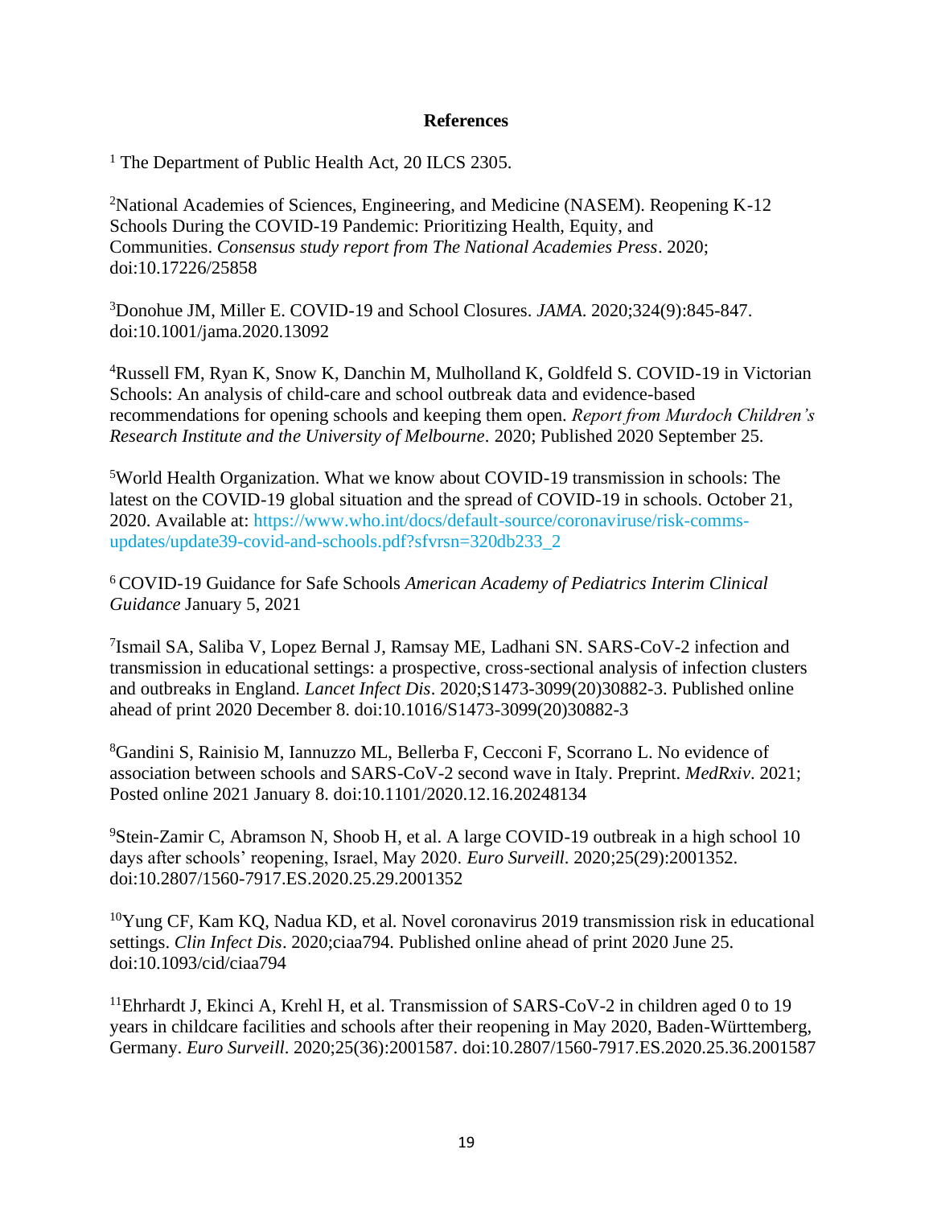**References**

[1] The Department of Public Health Act, 20 ILCS 2305.

[2] National Academies of Sciences, Engineering, and Medicine (NASEM). Reopening K-12 Schools During the COVID-19 Pandemic: Prioritizing Health, Equity, and Communities. *Consensus study report from The National Academies Press*. 2020; doi:10.17226/25858

[3] Donohue JM, Miller E. COVID-19 and School Closures. *JAMA*. 2020;324(9):845-847. doi:10.1001/jama.2020.13092

[4] Russell FM, Ryan K, Snow K, Danchin M, Mulholland K, Goldfeld S. COVID-19 in Victorian Schools: An analysis of child-care and school outbreak data and evidence-based recommendations for opening schools and keeping them open. *Report from Murdoch Children's Research Institute and the University of Melbourne*. 2020; Published 2020 September 25.

[5] World Health Organization. What we know about COVID-19 transmission in schools: The latest on the COVID-19 global situation and the spread of COVID-19 in schools. October 21, 2020. Available at: https://www.who.int/docs/default-source/coronaviruse/risk-comms-updates/update39-covid-and-schools.pdf?sfvrsn=320db233_2

[6] COVID-19 Guidance for Safe Schools *American Academy of Pediatrics Interim Clinical Guidance* January 5, 2021

[7] Ismail SA, Saliba V, Lopez Bernal J, Ramsay ME, Ladhani SN. SARS-CoV-2 infection and transmission in educational settings: a prospective, cross-sectional analysis of infection clusters and outbreaks in England. *Lancet Infect Dis*. 2020;S1473-3099(20)30882-3. Published online ahead of print 2020 December 8. doi:10.1016/S1473-3099(20)30882-3

[8] Gandini S, Rainisio M, Iannuzzo ML, Bellerba F, Cecconi F, Scorrano L. No evidence of association between schools and SARS-CoV-2 second wave in Italy. Preprint. *MedRxiv*. 2021; Posted online 2021 January 8. doi:10.1101/2020.12.16.20248134

[9] Stein-Zamir C, Abramson N, Shoob H, et al. A large COVID-19 outbreak in a high school 10 days after schools' reopening, Israel, May 2020. *Euro Surveill*. 2020;25(29):2001352. doi:10.2807/1560-7917.ES.2020.25.29.2001352

[10] Yung CF, Kam KQ, Nadua KD, et al. Novel coronavirus 2019 transmission risk in educational settings. *Clin Infect Dis*. 2020;ciaa794. Published online ahead of print 2020 June 25. doi:10.1093/cid/ciaa794

[11] Ehrhardt J, Ekinci A, Krehl H, et al. Transmission of SARS-CoV-2 in children aged 0 to 19 years in childcare facilities and schools after their reopening in May 2020, Baden-Württemberg, Germany. *Euro Surveill*. 2020;25(36):2001587. doi:10.2807/1560-7917.ES.2020.25.36.2001587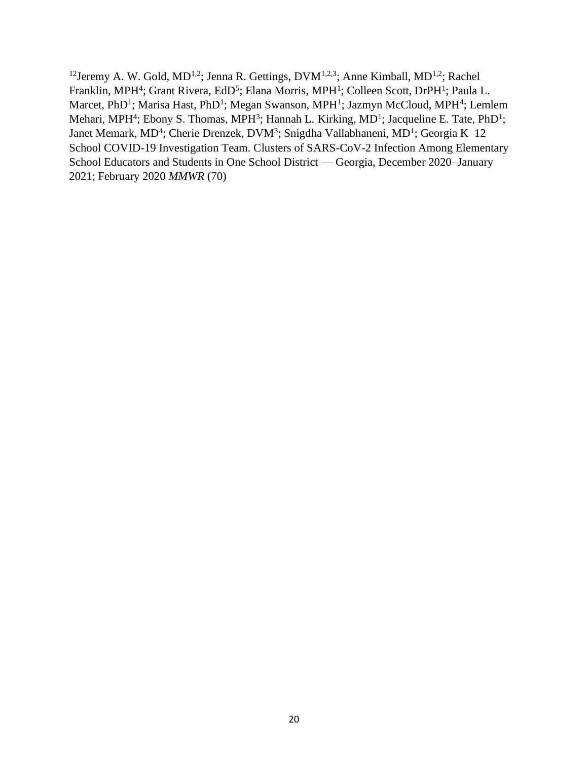[12]Jeremy A. W. Gold, MD[1,2]; Jenna R. Gettings, DVM[1,2,3]; Anne Kimball, MD[1,2]; Rachel Franklin, MPH[4]; Grant Rivera, EdD[5]; Elana Morris, MPH[1]; Colleen Scott, DrPH[1]; Paula L. Marcet, PhD[1]; Marisa Hast, PhD[1]; Megan Swanson, MPH[1]; Jazmyn McCloud, MPH[4]; Lemlem Mehari, MPH[4]; Ebony S. Thomas, MPH[3]; Hannah L. Kirking, MD[1]; Jacqueline E. Tate, PhD[1]; Janet Memark, MD[4]; Cherie Drenzek, DVM[3]; Snigdha Vallabhaneni, MD[1]; Georgia K–12 School COVID-19 Investigation Team. Clusters of SARS-CoV-2 Infection Among Elementary School Educators and Students in One School District — Georgia, December 2020–January 2021; February 2020 *MMWR* (70)